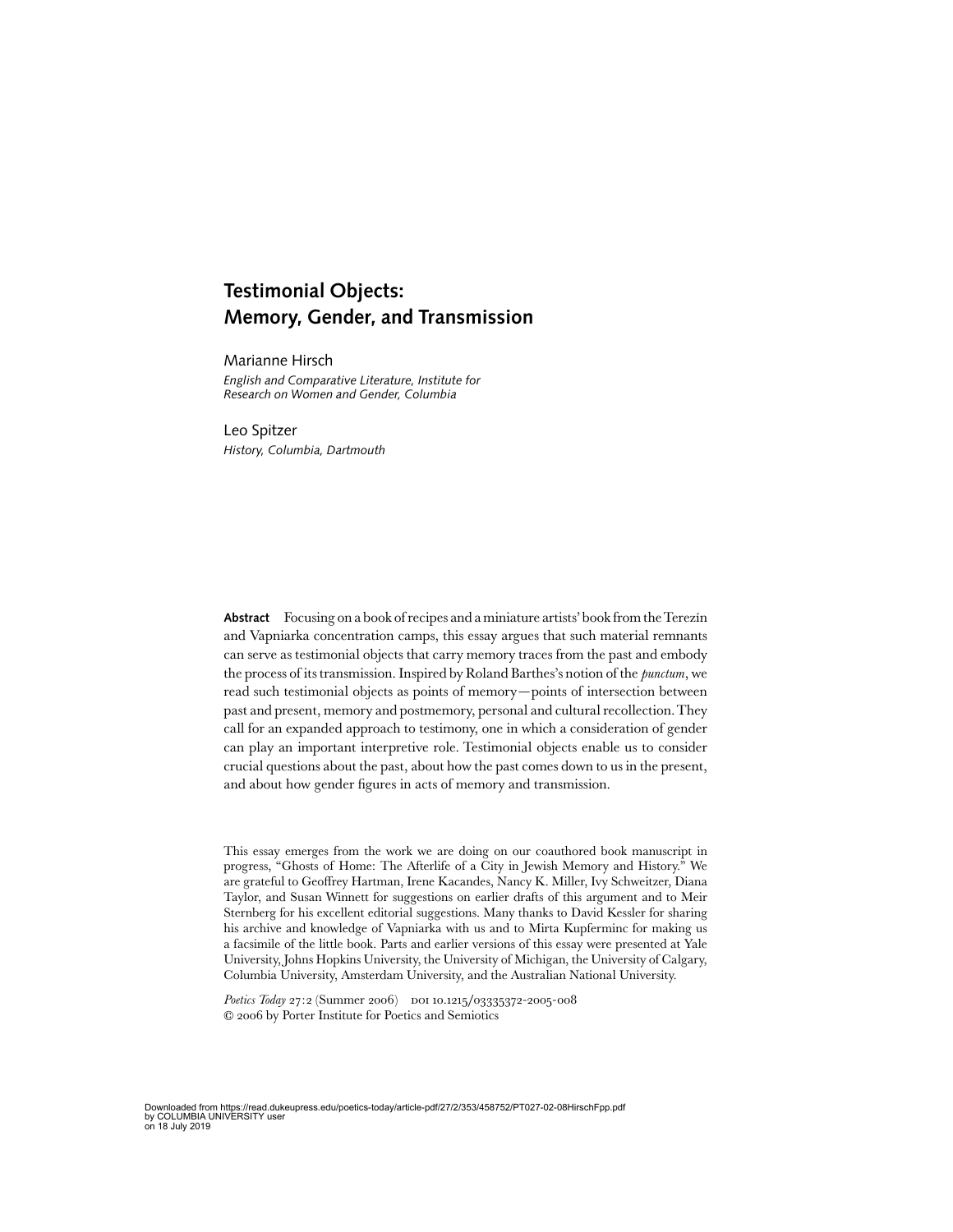# Testimonial Objects: Memory, Gender, and Transmission

Marianne Hirsch
*English and Comparative Literature, Institute for Research on Women and Gender, Columbia*

Leo Spitzer
*History, Columbia, Dartmouth*

**Abstract** Focusing on a book of recipes and a miniature artists' book from the Terezín and Vapniarka concentration camps, this essay argues that such material remnants can serve as testimonial objects that carry memory traces from the past and embody the process of its transmission. Inspired by Roland Barthes's notion of the *punctum*, we read such testimonial objects as points of memory—points of intersection between past and present, memory and postmemory, personal and cultural recollection. They call for an expanded approach to testimony, one in which a consideration of gender can play an important interpretive role. Testimonial objects enable us to consider crucial questions about the past, about how the past comes down to us in the present, and about how gender figures in acts of memory and transmission.

This essay emerges from the work we are doing on our coauthored book manuscript in progress, "Ghosts of Home: The Afterlife of a City in Jewish Memory and History." We are grateful to Geoffrey Hartman, Irene Kacandes, Nancy K. Miller, Ivy Schweitzer, Diana Taylor, and Susan Winnett for suggestions on earlier drafts of this argument and to Meir Sternberg for his excellent editorial suggestions. Many thanks to David Kessler for sharing his archive and knowledge of Vapniarka with us and to Mirta Kupferminc for making us a facsimile of the little book. Parts and earlier versions of this essay were presented at Yale University, Johns Hopkins University, the University of Michigan, the University of Calgary, Columbia University, Amsterdam University, and the Australian National University.

*Poetics Today* 27:2 (Summer 2006) DOI 10.1215/03335372-2005-008
© 2006 by Porter Institute for Poetics and Semiotics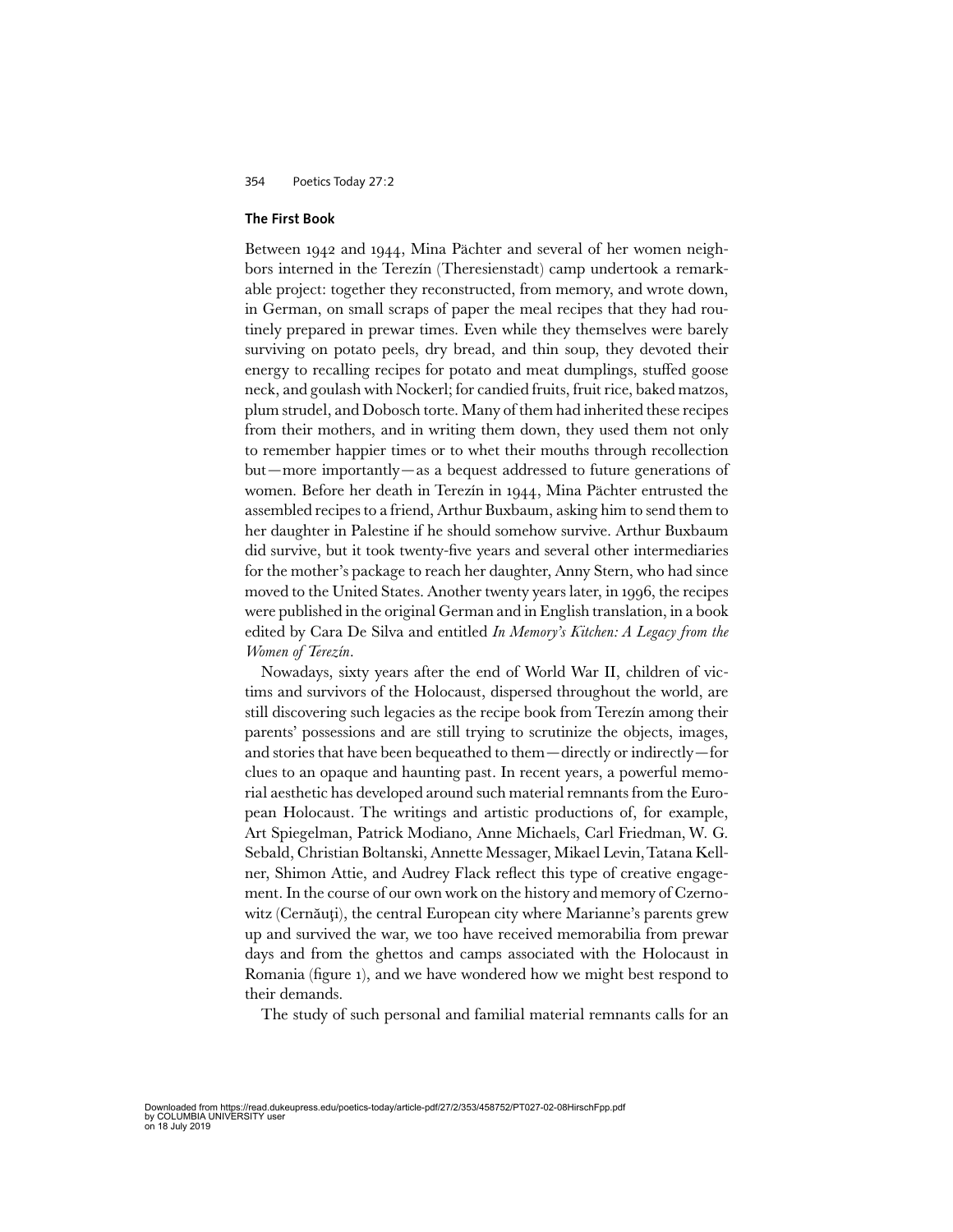## The First Book

Between 1942 and 1944, Mina Pächter and several of her women neighbors interned in the Terezín (Theresienstadt) camp undertook a remarkable project: together they reconstructed, from memory, and wrote down, in German, on small scraps of paper the meal recipes that they had routinely prepared in prewar times. Even while they themselves were barely surviving on potato peels, dry bread, and thin soup, they devoted their energy to recalling recipes for potato and meat dumplings, stuffed goose neck, and goulash with Nockerl; for candied fruits, fruit rice, baked matzos, plum strudel, and Dobosch torte. Many of them had inherited these recipes from their mothers, and in writing them down, they used them not only to remember happier times or to whet their mouths through recollection but—more importantly—as a bequest addressed to future generations of women. Before her death in Terezín in 1944, Mina Pächter entrusted the assembled recipes to a friend, Arthur Buxbaum, asking him to send them to her daughter in Palestine if he should somehow survive. Arthur Buxbaum did survive, but it took twenty-five years and several other intermediaries for the mother's package to reach her daughter, Anny Stern, who had since moved to the United States. Another twenty years later, in 1996, the recipes were published in the original German and in English translation, in a book edited by Cara De Silva and entitled *In Memory's Kitchen: A Legacy from the Women of Terezín*.

Nowadays, sixty years after the end of World War II, children of victims and survivors of the Holocaust, dispersed throughout the world, are still discovering such legacies as the recipe book from Terezín among their parents' possessions and are still trying to scrutinize the objects, images, and stories that have been bequeathed to them—directly or indirectly—for clues to an opaque and haunting past. In recent years, a powerful memorial aesthetic has developed around such material remnants from the European Holocaust. The writings and artistic productions of, for example, Art Spiegelman, Patrick Modiano, Anne Michaels, Carl Friedman, W. G. Sebald, Christian Boltanski, Annette Messager, Mikael Levin, Tatana Kellner, Shimon Attie, and Audrey Flack reflect this type of creative engagement. In the course of our own work on the history and memory of Czernowitz (Cernăuţi), the central European city where Marianne's parents grew up and survived the war, we too have received memorabilia from prewar days and from the ghettos and camps associated with the Holocaust in Romania (figure 1), and we have wondered how we might best respond to their demands.

The study of such personal and familial material remnants calls for an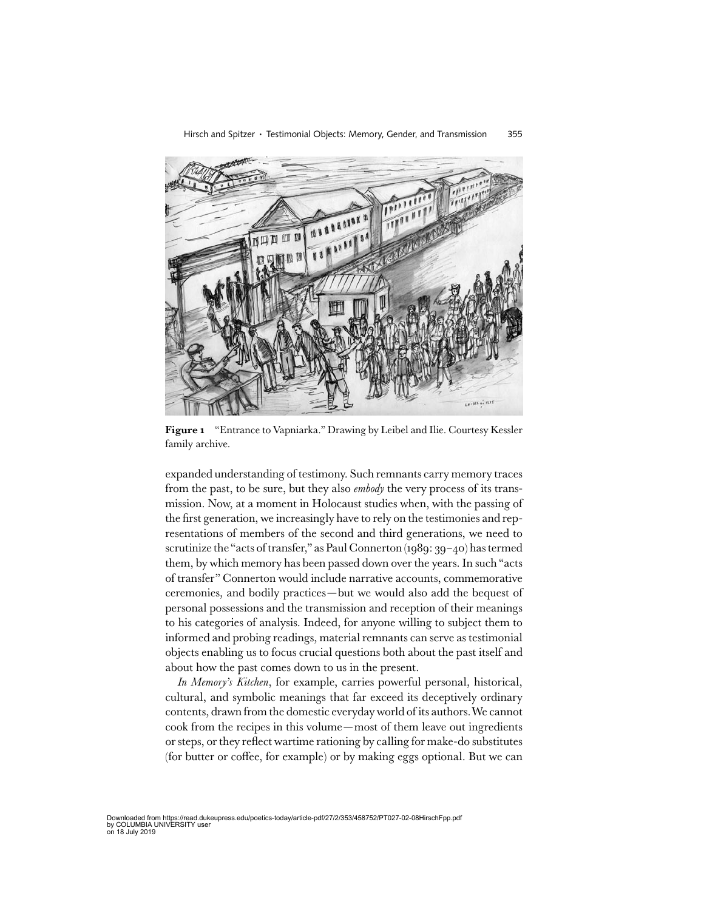**Figure 1** "Entrance to Vapniarka." Drawing by Leibel and Ilie. Courtesy Kessler family archive.

expanded understanding of testimony. Such remnants carry memory traces from the past, to be sure, but they also *embody* the very process of its transmission. Now, at a moment in Holocaust studies when, with the passing of the first generation, we increasingly have to rely on the testimonies and representations of members of the second and third generations, we need to scrutinize the "acts of transfer," as Paul Connerton (1989: 39–40) has termed them, by which memory has been passed down over the years. In such "acts of transfer" Connerton would include narrative accounts, commemorative ceremonies, and bodily practices—but we would also add the bequest of personal possessions and the transmission and reception of their meanings to his categories of analysis. Indeed, for anyone willing to subject them to informed and probing readings, material remnants can serve as testimonial objects enabling us to focus crucial questions both about the past itself and about how the past comes down to us in the present.

*In Memory's Kitchen*, for example, carries powerful personal, historical, cultural, and symbolic meanings that far exceed its deceptively ordinary contents, drawn from the domestic everyday world of its authors. We cannot cook from the recipes in this volume—most of them leave out ingredients or steps, or they reflect wartime rationing by calling for make-do substitutes (for butter or coffee, for example) or by making eggs optional. But we can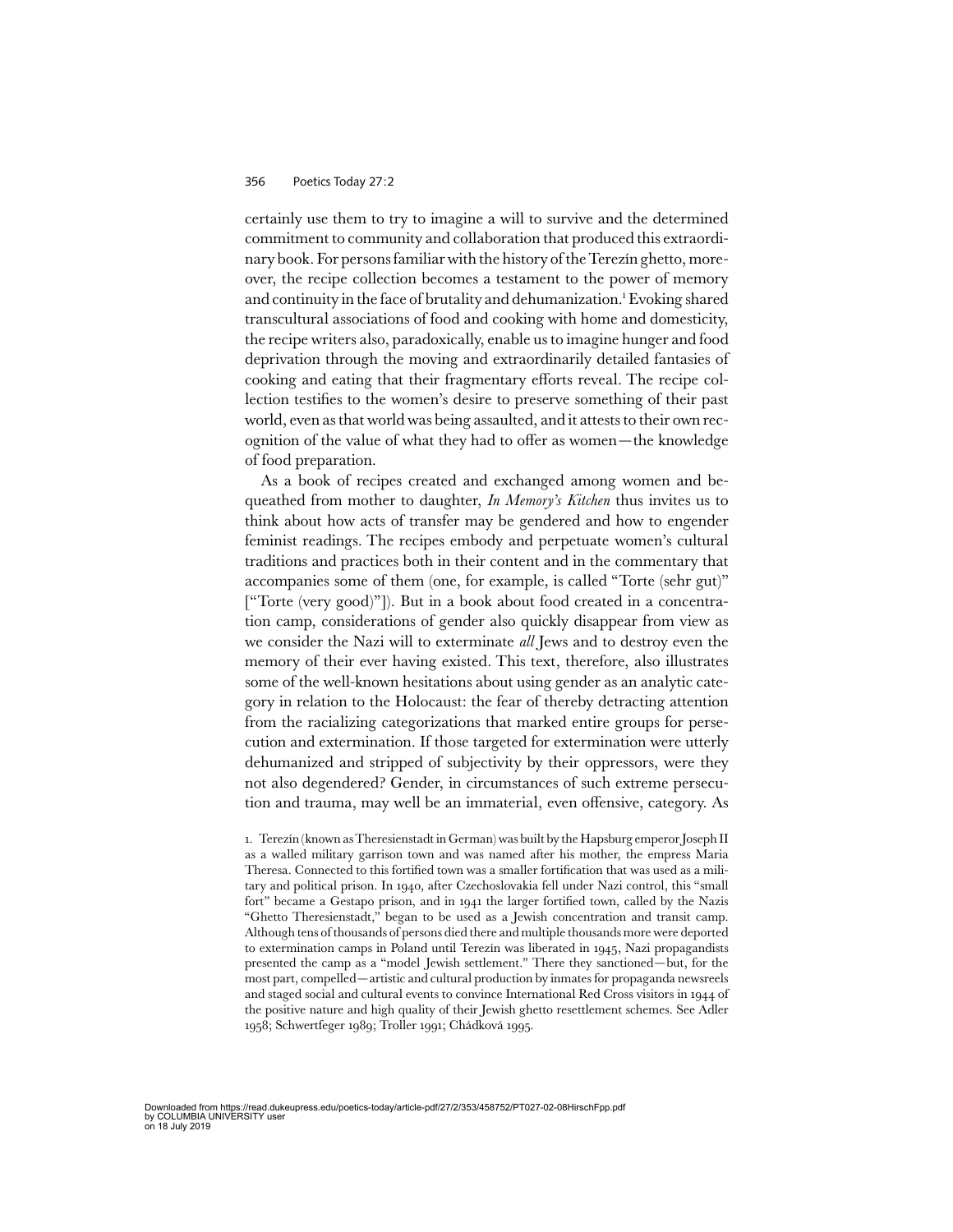certainly use them to try to imagine a will to survive and the determined commitment to community and collaboration that produced this extraordinary book. For persons familiar with the history of the Terezín ghetto, moreover, the recipe collection becomes a testament to the power of memory and continuity in the face of brutality and dehumanization.[1] Evoking shared transcultural associations of food and cooking with home and domesticity, the recipe writers also, paradoxically, enable us to imagine hunger and food deprivation through the moving and extraordinarily detailed fantasies of cooking and eating that their fragmentary efforts reveal. The recipe collection testifies to the women's desire to preserve something of their past world, even as that world was being assaulted, and it attests to their own recognition of the value of what they had to offer as women—the knowledge of food preparation.

As a book of recipes created and exchanged among women and bequeathed from mother to daughter, *In Memory's Kitchen* thus invites us to think about how acts of transfer may be gendered and how to engender feminist readings. The recipes embody and perpetuate women's cultural traditions and practices both in their content and in the commentary that accompanies some of them (one, for example, is called "Torte (sehr gut)" ["Torte (very good)"]). But in a book about food created in a concentration camp, considerations of gender also quickly disappear from view as we consider the Nazi will to exterminate *all* Jews and to destroy even the memory of their ever having existed. This text, therefore, also illustrates some of the well-known hesitations about using gender as an analytic category in relation to the Holocaust: the fear of thereby detracting attention from the racializing categorizations that marked entire groups for persecution and extermination. If those targeted for extermination were utterly dehumanized and stripped of subjectivity by their oppressors, were they not also degendered? Gender, in circumstances of such extreme persecution and trauma, may well be an immaterial, even offensive, category. As

1. Terezín (known as Theresienstadt in German) was built by the Hapsburg emperor Joseph II as a walled military garrison town and was named after his mother, the empress Maria Theresa. Connected to this fortified town was a smaller fortification that was used as a military and political prison. In 1940, after Czechoslovakia fell under Nazi control, this "small fort" became a Gestapo prison, and in 1941 the larger fortified town, called by the Nazis "Ghetto Theresienstadt," began to be used as a Jewish concentration and transit camp. Although tens of thousands of persons died there and multiple thousands more were deported to extermination camps in Poland until Terezín was liberated in 1945, Nazi propagandists presented the camp as a "model Jewish settlement." There they sanctioned—but, for the most part, compelled—artistic and cultural production by inmates for propaganda newsreels and staged social and cultural events to convince International Red Cross visitors in 1944 of the positive nature and high quality of their Jewish ghetto resettlement schemes. See Adler 1958; Schwertfeger 1989; Troller 1991; Chádková 1995.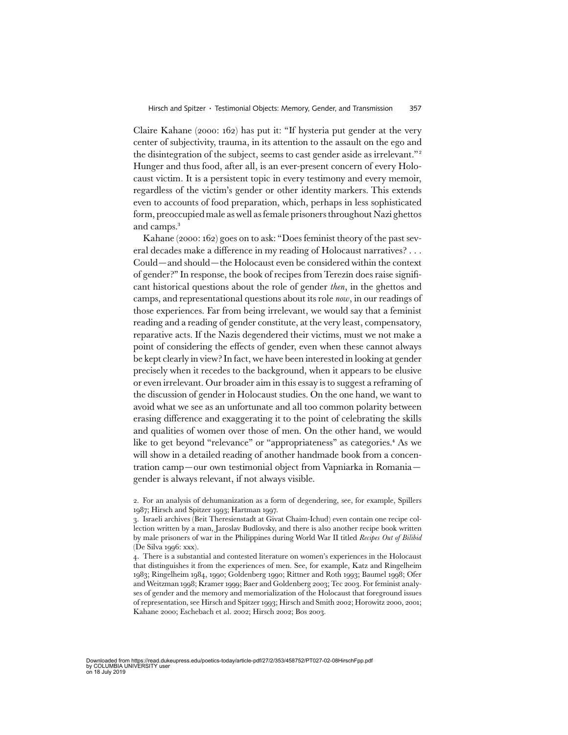Claire Kahane (2000: 162) has put it: "If hysteria put gender at the very center of subjectivity, trauma, in its attention to the assault on the ego and the disintegration of the subject, seems to cast gender aside as irrelevant."[2] Hunger and thus food, after all, is an ever-present concern of every Holocaust victim. It is a persistent topic in every testimony and every memoir, regardless of the victim's gender or other identity markers. This extends even to accounts of food preparation, which, perhaps in less sophisticated form, preoccupied male as well as female prisoners throughout Nazi ghettos and camps.[3]

Kahane (2000: 162) goes on to ask: "Does feminist theory of the past several decades make a difference in my reading of Holocaust narratives? . . . Could—and should—the Holocaust even be considered within the context of gender?" In response, the book of recipes from Terezín does raise significant historical questions about the role of gender *then*, in the ghettos and camps, and representational questions about its role *now*, in our readings of those experiences. Far from being irrelevant, we would say that a feminist reading and a reading of gender constitute, at the very least, compensatory, reparative acts. If the Nazis degendered their victims, must we not make a point of considering the effects of gender, even when these cannot always be kept clearly in view? In fact, we have been interested in looking at gender precisely when it recedes to the background, when it appears to be elusive or even irrelevant. Our broader aim in this essay is to suggest a reframing of the discussion of gender in Holocaust studies. On the one hand, we want to avoid what we see as an unfortunate and all too common polarity between erasing difference and exaggerating it to the point of celebrating the skills and qualities of women over those of men. On the other hand, we would like to get beyond "relevance" or "appropriateness" as categories.[4] As we will show in a detailed reading of another handmade book from a concentration camp—our own testimonial object from Vapniarka in Romania—gender is always relevant, if not always visible.

2. For an analysis of dehumanization as a form of degendering, see, for example, Spillers 1987; Hirsch and Spitzer 1993; Hartman 1997.

3. Israeli archives (Beit Theresienstadt at Givat Chaim-Ichud) even contain one recipe collection written by a man, Jaroslav Budlovsky, and there is also another recipe book written by male prisoners of war in the Philippines during World War II titled *Recipes Out of Bilibid* (De Silva 1996: xxx).

4. There is a substantial and contested literature on women's experiences in the Holocaust that distinguishes it from the experiences of men. See, for example, Katz and Ringelheim 1983; Ringelheim 1984, 1990; Goldenberg 1990; Rittner and Roth 1993; Baumel 1998; Ofer and Weitzman 1998; Kramer 1999; Baer and Goldenberg 2003; Tec 2003. For feminist analyses of gender and the memory and memorialization of the Holocaust that foreground issues of representation, see Hirsch and Spitzer 1993; Hirsch and Smith 2002; Horowitz 2000, 2001; Kahane 2000; Eschebach et al. 2002; Hirsch 2002; Bos 2003.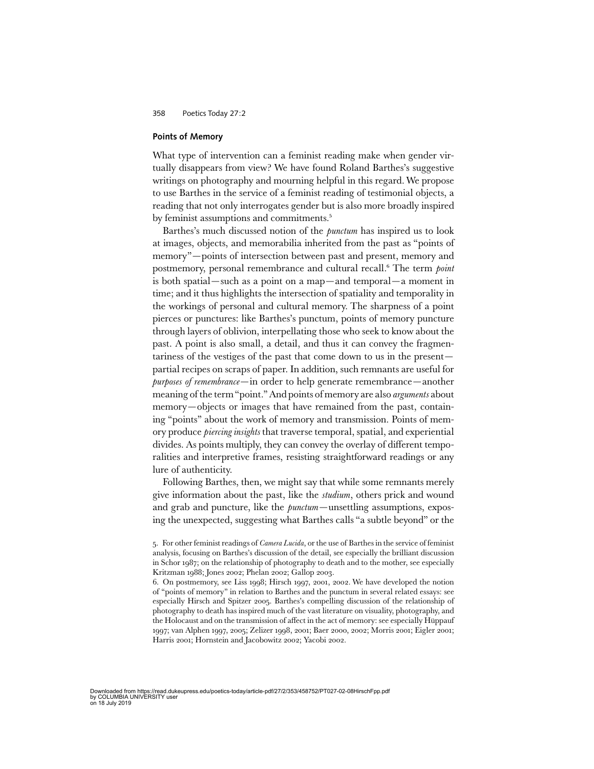## Points of Memory

What type of intervention can a feminist reading make when gender virtually disappears from view? We have found Roland Barthes's suggestive writings on photography and mourning helpful in this regard. We propose to use Barthes in the service of a feminist reading of testimonial objects, a reading that not only interrogates gender but is also more broadly inspired by feminist assumptions and commitments.[5]

Barthes's much discussed notion of the *punctum* has inspired us to look at images, objects, and memorabilia inherited from the past as "points of memory"—points of intersection between past and present, memory and postmemory, personal remembrance and cultural recall.[6] The term *point* is both spatial—such as a point on a map—and temporal—a moment in time; and it thus highlights the intersection of spatiality and temporality in the workings of personal and cultural memory. The sharpness of a point pierces or punctures: like Barthes's punctum, points of memory puncture through layers of oblivion, interpellating those who seek to know about the past. A point is also small, a detail, and thus it can convey the fragmentariness of the vestiges of the past that come down to us in the present—partial recipes on scraps of paper. In addition, such remnants are useful for *purposes of remembrance*—in order to help generate remembrance—another meaning of the term "point." And points of memory are also *arguments* about memory—objects or images that have remained from the past, containing "points" about the work of memory and transmission. Points of memory produce *piercing insights* that traverse temporal, spatial, and experiential divides. As points multiply, they can convey the overlay of different temporalities and interpretive frames, resisting straightforward readings or any lure of authenticity.

Following Barthes, then, we might say that while some remnants merely give information about the past, like the *studium*, others prick and wound and grab and puncture, like the *punctum*—unsettling assumptions, exposing the unexpected, suggesting what Barthes calls "a subtle beyond" or the

5. For other feminist readings of *Camera Lucida*, or the use of Barthes in the service of feminist analysis, focusing on Barthes's discussion of the detail, see especially the brilliant discussion in Schor 1987; on the relationship of photography to death and to the mother, see especially Kritzman 1988; Jones 2002; Phelan 2002; Gallop 2003.

6. On postmemory, see Liss 1998; Hirsch 1997, 2001, 2002. We have developed the notion of "points of memory" in relation to Barthes and the punctum in several related essays: see especially Hirsch and Spitzer 2005. Barthes's compelling discussion of the relationship of photography to death has inspired much of the vast literature on visuality, photography, and the Holocaust and on the transmission of affect in the act of memory: see especially Hüppauf 1997; van Alphen 1997, 2005; Zelizer 1998, 2001; Baer 2000, 2002; Morris 2001; Eigler 2001; Harris 2001; Hornstein and Jacobowitz 2002; Yacobi 2002.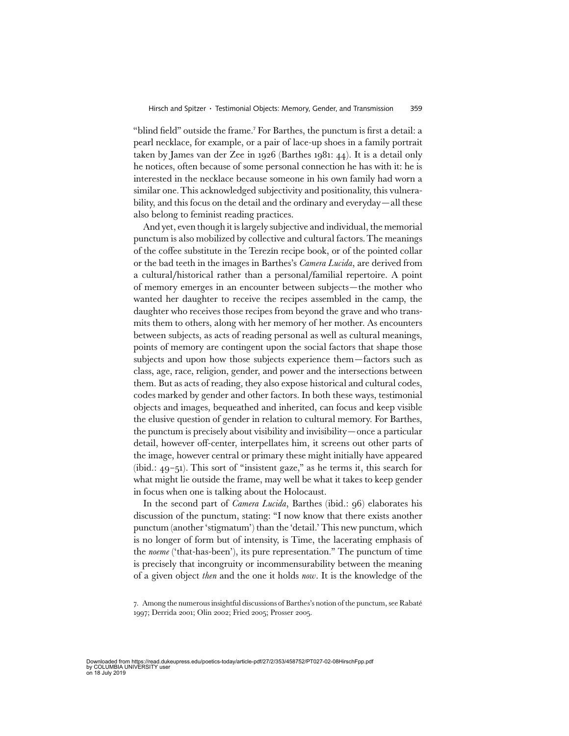"blind field" outside the frame.[7] For Barthes, the punctum is first a detail: a pearl necklace, for example, or a pair of lace-up shoes in a family portrait taken by James van der Zee in 1926 (Barthes 1981: 44). It is a detail only he notices, often because of some personal connection he has with it: he is interested in the necklace because someone in his own family had worn a similar one. This acknowledged subjectivity and positionality, this vulnerability, and this focus on the detail and the ordinary and everyday—all these also belong to feminist reading practices.

And yet, even though it is largely subjective and individual, the memorial punctum is also mobilized by collective and cultural factors. The meanings of the coffee substitute in the Terezín recipe book, or of the pointed collar or the bad teeth in the images in Barthes's *Camera Lucida*, are derived from a cultural/historical rather than a personal/familial repertoire. A point of memory emerges in an encounter between subjects—the mother who wanted her daughter to receive the recipes assembled in the camp, the daughter who receives those recipes from beyond the grave and who transmits them to others, along with her memory of her mother. As encounters between subjects, as acts of reading personal as well as cultural meanings, points of memory are contingent upon the social factors that shape those subjects and upon how those subjects experience them—factors such as class, age, race, religion, gender, and power and the intersections between them. But as acts of reading, they also expose historical and cultural codes, codes marked by gender and other factors. In both these ways, testimonial objects and images, bequeathed and inherited, can focus and keep visible the elusive question of gender in relation to cultural memory. For Barthes, the punctum is precisely about visibility and invisibility—once a particular detail, however off-center, interpellates him, it screens out other parts of the image, however central or primary these might initially have appeared (ibid.: 49–51). This sort of "insistent gaze," as he terms it, this search for what might lie outside the frame, may well be what it takes to keep gender in focus when one is talking about the Holocaust.

In the second part of *Camera Lucida*, Barthes (ibid.: 96) elaborates his discussion of the punctum, stating: "I now know that there exists another punctum (another 'stigmatum') than the 'detail.' This new punctum, which is no longer of form but of intensity, is Time, the lacerating emphasis of the *noeme* ('that-has-been'), its pure representation." The punctum of time is precisely that incongruity or incommensurability between the meaning of a given object *then* and the one it holds *now*. It is the knowledge of the

7. Among the numerous insightful discussions of Barthes's notion of the punctum, see Rabaté 1997; Derrida 2001; Olin 2002; Fried 2005; Prosser 2005.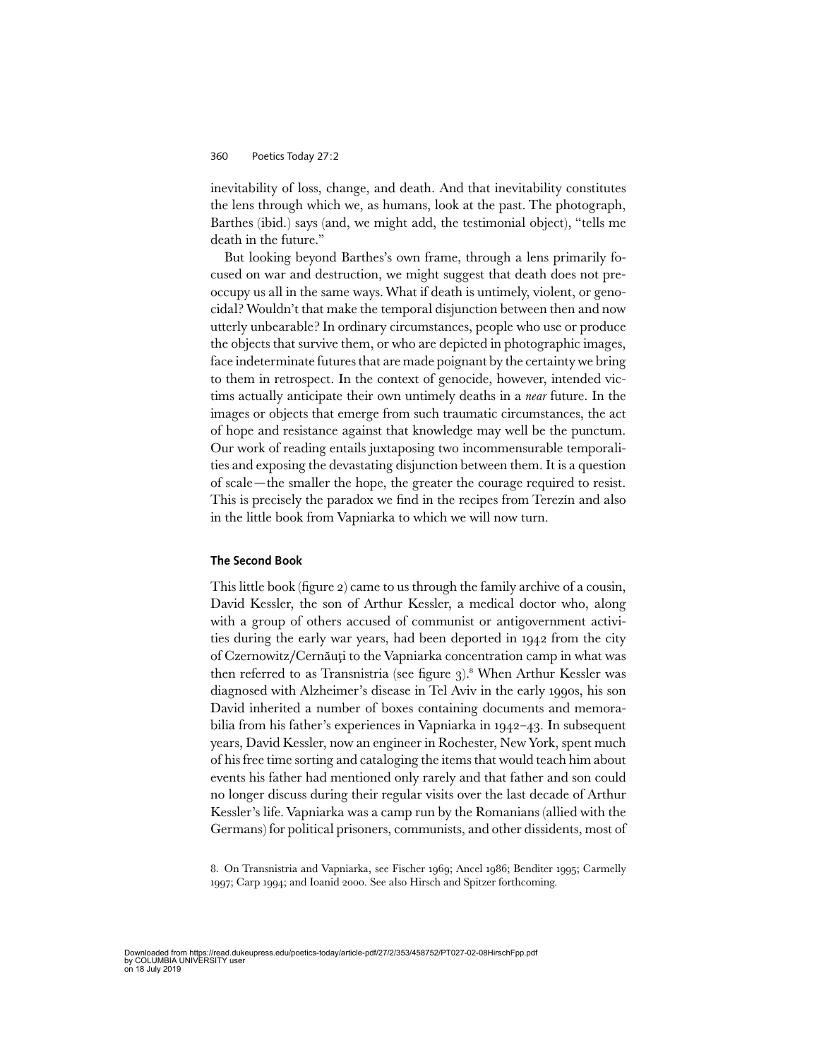inevitability of loss, change, and death. And that inevitability constitutes the lens through which we, as humans, look at the past. The photograph, Barthes (ibid.) says (and, we might add, the testimonial object), "tells me death in the future."

But looking beyond Barthes's own frame, through a lens primarily focused on war and destruction, we might suggest that death does not preoccupy us all in the same ways. What if death is untimely, violent, or genocidal? Wouldn't that make the temporal disjunction between then and now utterly unbearable? In ordinary circumstances, people who use or produce the objects that survive them, or who are depicted in photographic images, face indeterminate futures that are made poignant by the certainty we bring to them in retrospect. In the context of genocide, however, intended victims actually anticipate their own untimely deaths in a *near* future. In the images or objects that emerge from such traumatic circumstances, the act of hope and resistance against that knowledge may well be the punctum. Our work of reading entails juxtaposing two incommensurable temporalities and exposing the devastating disjunction between them. It is a question of scale—the smaller the hope, the greater the courage required to resist. This is precisely the paradox we find in the recipes from Terezín and also in the little book from Vapniarka to which we will now turn.

## The Second Book

This little book (figure 2) came to us through the family archive of a cousin, David Kessler, the son of Arthur Kessler, a medical doctor who, along with a group of others accused of communist or antigovernment activities during the early war years, had been deported in 1942 from the city of Czernowitz/Cernăuţi to the Vapniarka concentration camp in what was then referred to as Transnistria (see figure 3).[8] When Arthur Kessler was diagnosed with Alzheimer's disease in Tel Aviv in the early 1990s, his son David inherited a number of boxes containing documents and memorabilia from his father's experiences in Vapniarka in 1942–43. In subsequent years, David Kessler, now an engineer in Rochester, New York, spent much of his free time sorting and cataloging the items that would teach him about events his father had mentioned only rarely and that father and son could no longer discuss during their regular visits over the last decade of Arthur Kessler's life. Vapniarka was a camp run by the Romanians (allied with the Germans) for political prisoners, communists, and other dissidents, most of

8. On Transnistria and Vapniarka, see Fischer 1969; Ancel 1986; Benditer 1995; Carmelly 1997; Carp 1994; and Ioanid 2000. See also Hirsch and Spitzer forthcoming.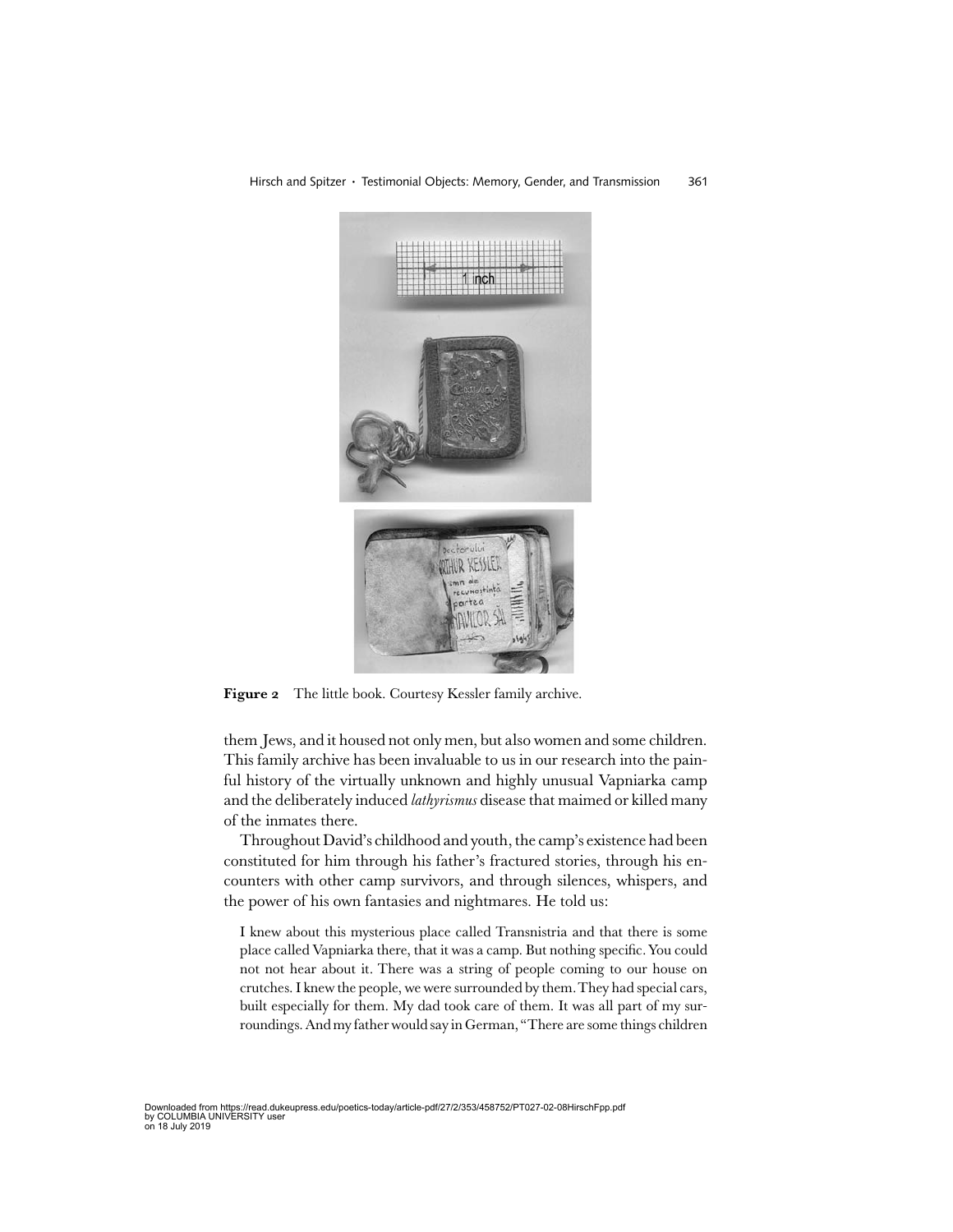**Figure 2** The little book. Courtesy Kessler family archive.

them Jews, and it housed not only men, but also women and some children. This family archive has been invaluable to us in our research into the painful history of the virtually unknown and highly unusual Vapniarka camp and the deliberately induced *lathyrismus* disease that maimed or killed many of the inmates there.

Throughout David's childhood and youth, the camp's existence had been constituted for him through his father's fractured stories, through his encounters with other camp survivors, and through silences, whispers, and the power of his own fantasies and nightmares. He told us:

> I knew about this mysterious place called Transnistria and that there is some place called Vapniarka there, that it was a camp. But nothing specific. You could not not hear about it. There was a string of people coming to our house on crutches. I knew the people, we were surrounded by them. They had special cars, built especially for them. My dad took care of them. It was all part of my surroundings. And my father would say in German, "There are some things children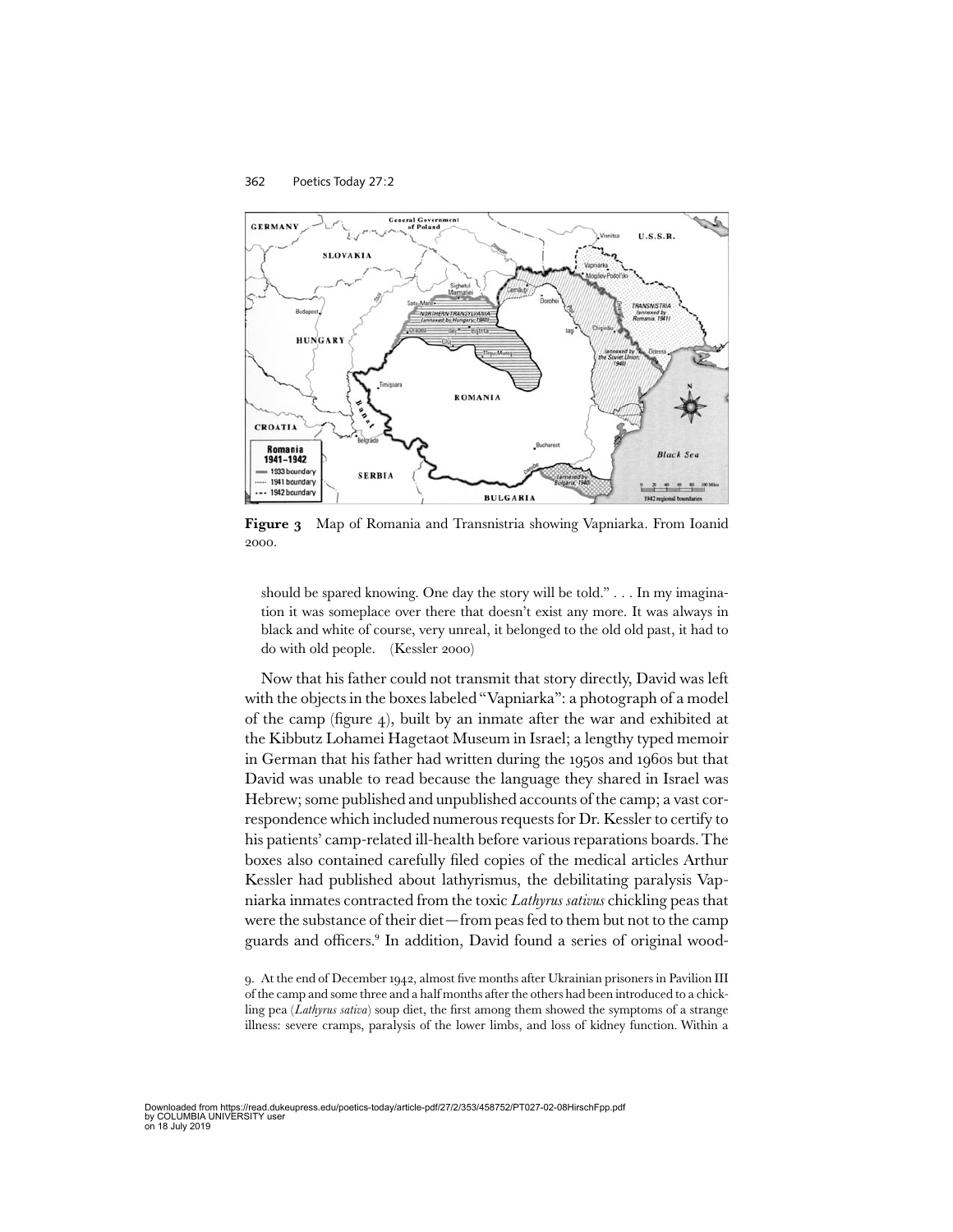**Figure 3** Map of Romania and Transnistria showing Vapniarka. From Ioanid 2000.

> should be spared knowing. One day the story will be told." . . . In my imagination it was someplace over there that doesn't exist any more. It was always in black and white of course, very unreal, it belonged to the old old past, it had to do with old people. (Kessler 2000)

Now that his father could not transmit that story directly, David was left with the objects in the boxes labeled "Vapniarka": a photograph of a model of the camp (figure 4), built by an inmate after the war and exhibited at the Kibbutz Lohamei Hagetaot Museum in Israel; a lengthy typed memoir in German that his father had written during the 1950s and 1960s but that David was unable to read because the language they shared in Israel was Hebrew; some published and unpublished accounts of the camp; a vast correspondence which included numerous requests for Dr. Kessler to certify to his patients' camp-related ill-health before various reparations boards. The boxes also contained carefully filed copies of the medical articles Arthur Kessler had published about lathyrismus, the debilitating paralysis Vapniarka inmates contracted from the toxic *Lathyrus sativus* chickling peas that were the substance of their diet—from peas fed to them but not to the camp guards and officers.[9] In addition, David found a series of original wood-

9. At the end of December 1942, almost five months after Ukrainian prisoners in Pavilion III of the camp and some three and a half months after the others had been introduced to a chickling pea (*Lathyrus sativa*) soup diet, the first among them showed the symptoms of a strange illness: severe cramps, paralysis of the lower limbs, and loss of kidney function. Within a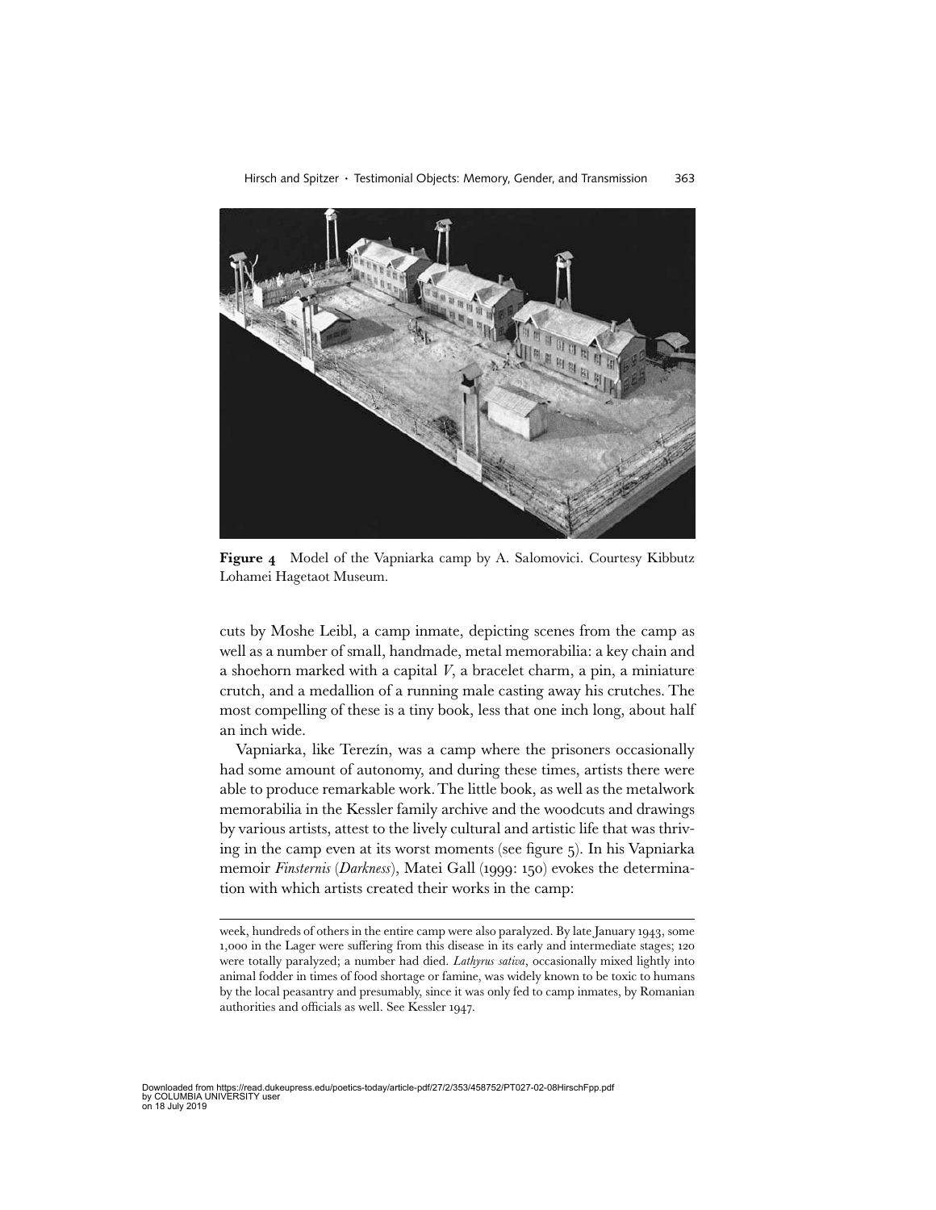**Figure 4** Model of the Vapniarka camp by A. Salomovici. Courtesy Kibbutz Lohamei Hagetaot Museum.

cuts by Moshe Leibl, a camp inmate, depicting scenes from the camp as well as a number of small, handmade, metal memorabilia: a key chain and a shoehorn marked with a capital *V*, a bracelet charm, a pin, a miniature crutch, and a medallion of a running male casting away his crutches. The most compelling of these is a tiny book, less that one inch long, about half an inch wide.

Vapniarka, like Terezín, was a camp where the prisoners occasionally had some amount of autonomy, and during these times, artists there were able to produce remarkable work. The little book, as well as the metalwork memorabilia in the Kessler family archive and the woodcuts and drawings by various artists, attest to the lively cultural and artistic life that was thriving in the camp even at its worst moments (see figure 5). In his Vapniarka memoir *Finsternis* (*Darkness*), Matei Gall (1999: 150) evokes the determination with which artists created their works in the camp:

---

week, hundreds of others in the entire camp were also paralyzed. By late January 1943, some 1,000 in the Lager were suffering from this disease in its early and intermediate stages; 120 were totally paralyzed; a number had died. *Lathyrus sativa*, occasionally mixed lightly into animal fodder in times of food shortage or famine, was widely known to be toxic to humans by the local peasantry and presumably, since it was only fed to camp inmates, by Romanian authorities and officials as well. See Kessler 1947.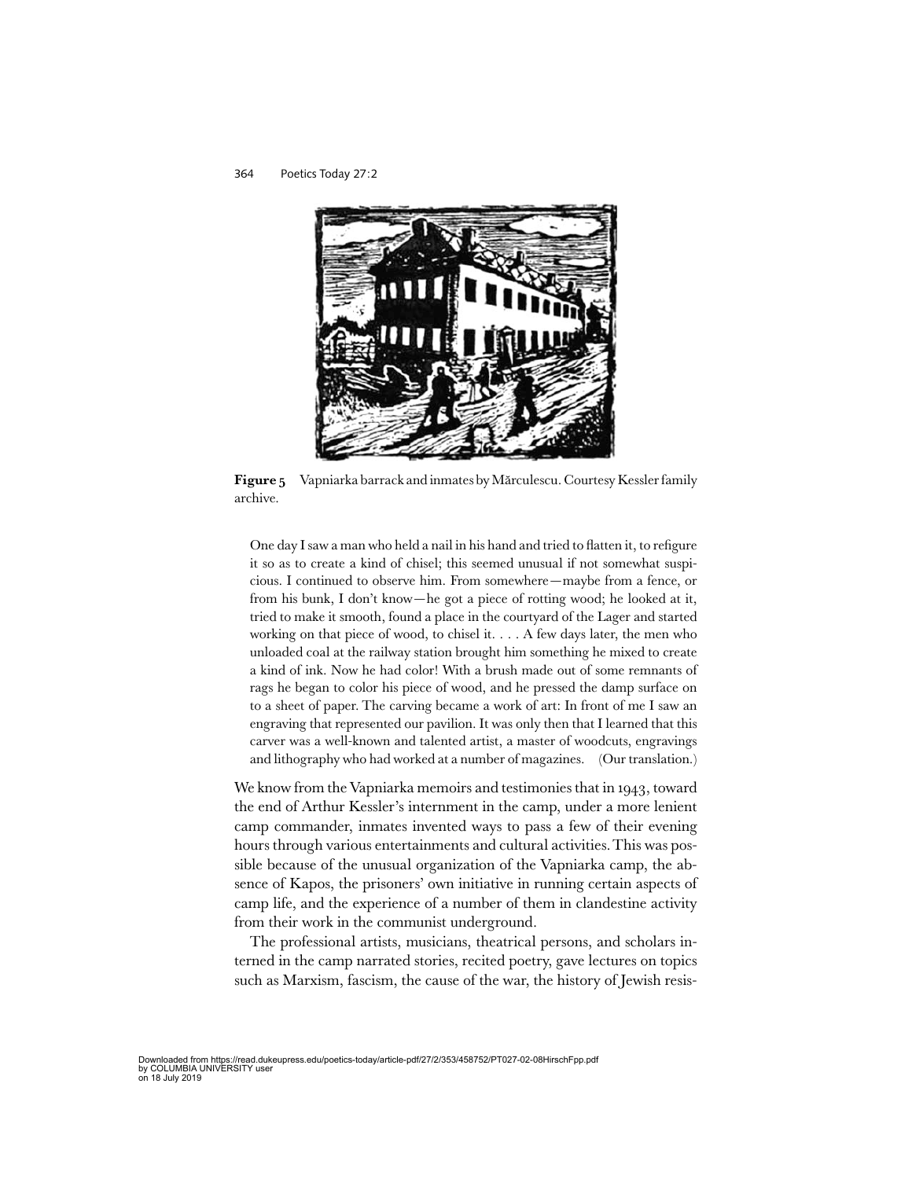**Figure 5** Vapniarka barrack and inmates by Mărculescu. Courtesy Kessler family archive.

> One day I saw a man who held a nail in his hand and tried to flatten it, to refigure it so as to create a kind of chisel; this seemed unusual if not somewhat suspicious. I continued to observe him. From somewhere—maybe from a fence, or from his bunk, I don't know—he got a piece of rotting wood; he looked at it, tried to make it smooth, found a place in the courtyard of the Lager and started working on that piece of wood, to chisel it. . . . A few days later, the men who unloaded coal at the railway station brought him something he mixed to create a kind of ink. Now he had color! With a brush made out of some remnants of rags he began to color his piece of wood, and he pressed the damp surface on to a sheet of paper. The carving became a work of art: In front of me I saw an engraving that represented our pavilion. It was only then that I learned that this carver was a well-known and talented artist, a master of woodcuts, engravings and lithography who had worked at a number of magazines. (Our translation.)

We know from the Vapniarka memoirs and testimonies that in 1943, toward the end of Arthur Kessler's internment in the camp, under a more lenient camp commander, inmates invented ways to pass a few of their evening hours through various entertainments and cultural activities. This was possible because of the unusual organization of the Vapniarka camp, the absence of Kapos, the prisoners' own initiative in running certain aspects of camp life, and the experience of a number of them in clandestine activity from their work in the communist underground.

The professional artists, musicians, theatrical persons, and scholars interned in the camp narrated stories, recited poetry, gave lectures on topics such as Marxism, fascism, the cause of the war, the history of Jewish resis-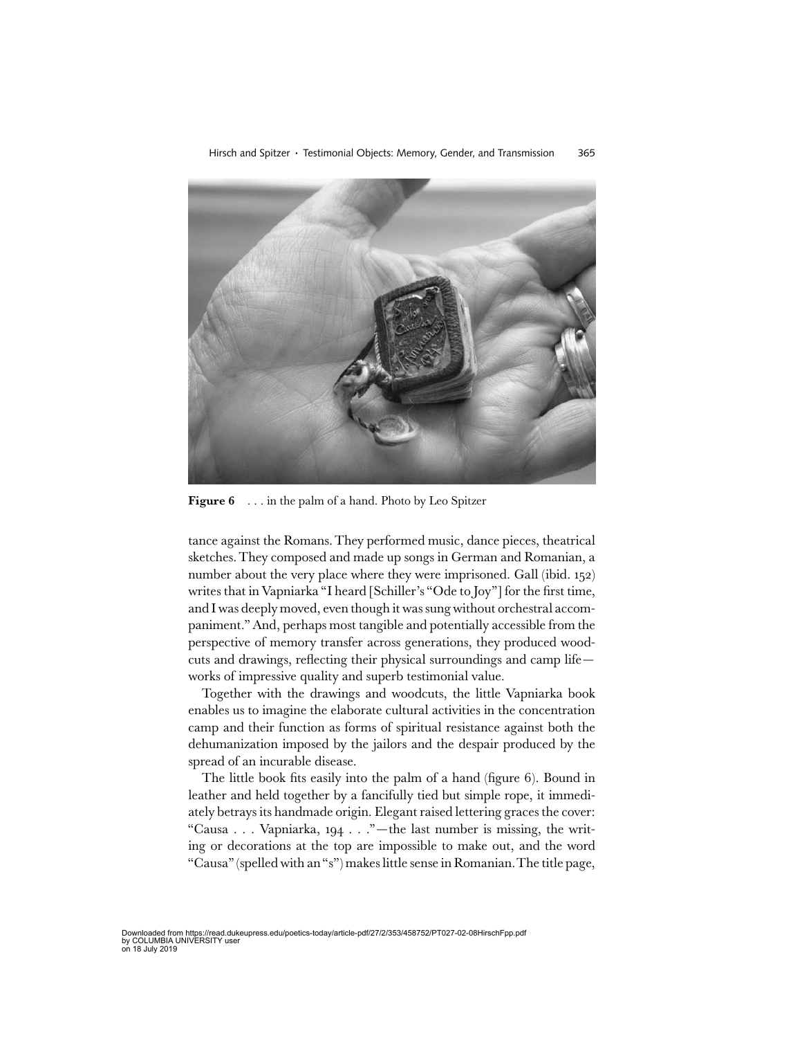**Figure 6** . . . in the palm of a hand. Photo by Leo Spitzer

tance against the Romans. They performed music, dance pieces, theatrical sketches. They composed and made up songs in German and Romanian, a number about the very place where they were imprisoned. Gall (ibid. 152) writes that in Vapniarka "I heard [Schiller's "Ode to Joy"] for the first time, and I was deeply moved, even though it was sung without orchestral accompaniment." And, perhaps most tangible and potentially accessible from the perspective of memory transfer across generations, they produced woodcuts and drawings, reflecting their physical surroundings and camp life—works of impressive quality and superb testimonial value.

Together with the drawings and woodcuts, the little Vapniarka book enables us to imagine the elaborate cultural activities in the concentration camp and their function as forms of spiritual resistance against both the dehumanization imposed by the jailors and the despair produced by the spread of an incurable disease.

The little book fits easily into the palm of a hand (figure 6). Bound in leather and held together by a fancifully tied but simple rope, it immediately betrays its handmade origin. Elegant raised lettering graces the cover: "Causa . . . Vapniarka, 194 . . ."—the last number is missing, the writing or decorations at the top are impossible to make out, and the word "Causa" (spelled with an "s") makes little sense in Romanian. The title page,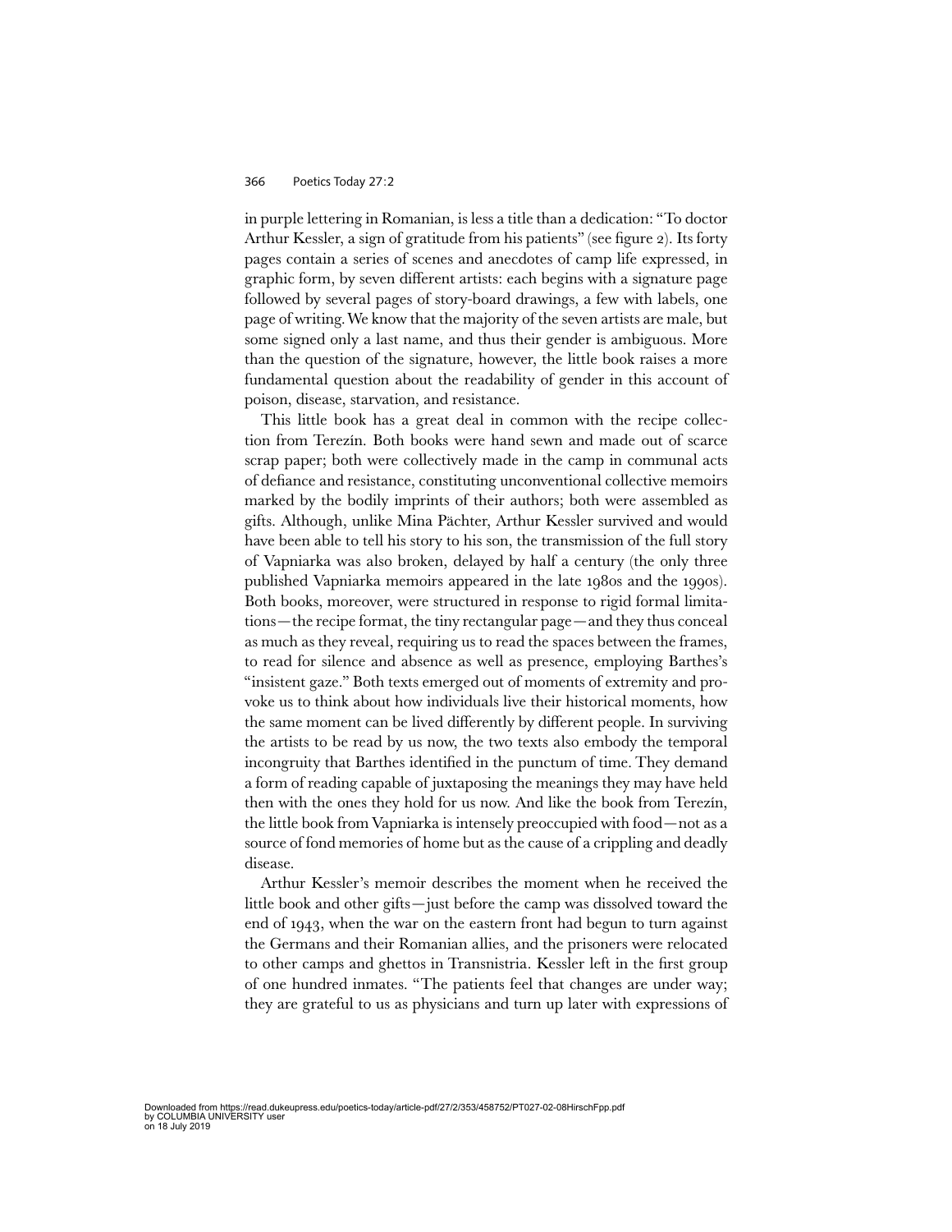in purple lettering in Romanian, is less a title than a dedication: "To doctor Arthur Kessler, a sign of gratitude from his patients" (see figure 2). Its forty pages contain a series of scenes and anecdotes of camp life expressed, in graphic form, by seven different artists: each begins with a signature page followed by several pages of story-board drawings, a few with labels, one page of writing. We know that the majority of the seven artists are male, but some signed only a last name, and thus their gender is ambiguous. More than the question of the signature, however, the little book raises a more fundamental question about the readability of gender in this account of poison, disease, starvation, and resistance.

This little book has a great deal in common with the recipe collection from Terezín. Both books were hand sewn and made out of scarce scrap paper; both were collectively made in the camp in communal acts of defiance and resistance, constituting unconventional collective memoirs marked by the bodily imprints of their authors; both were assembled as gifts. Although, unlike Mina Pächter, Arthur Kessler survived and would have been able to tell his story to his son, the transmission of the full story of Vapniarka was also broken, delayed by half a century (the only three published Vapniarka memoirs appeared in the late 1980s and the 1990s). Both books, moreover, were structured in response to rigid formal limitations—the recipe format, the tiny rectangular page—and they thus conceal as much as they reveal, requiring us to read the spaces between the frames, to read for silence and absence as well as presence, employing Barthes's "insistent gaze." Both texts emerged out of moments of extremity and provoke us to think about how individuals live their historical moments, how the same moment can be lived differently by different people. In surviving the artists to be read by us now, the two texts also embody the temporal incongruity that Barthes identified in the punctum of time. They demand a form of reading capable of juxtaposing the meanings they may have held then with the ones they hold for us now. And like the book from Terezín, the little book from Vapniarka is intensely preoccupied with food—not as a source of fond memories of home but as the cause of a crippling and deadly disease.

Arthur Kessler's memoir describes the moment when he received the little book and other gifts—just before the camp was dissolved toward the end of 1943, when the war on the eastern front had begun to turn against the Germans and their Romanian allies, and the prisoners were relocated to other camps and ghettos in Transnistria. Kessler left in the first group of one hundred inmates. "The patients feel that changes are under way; they are grateful to us as physicians and turn up later with expressions of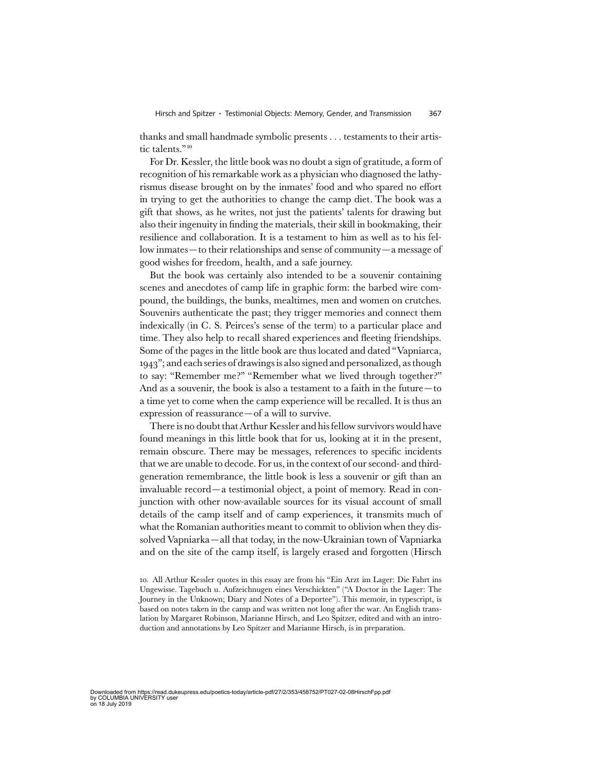thanks and small handmade symbolic presents . . . testaments to their artistic talents."[10]

For Dr. Kessler, the little book was no doubt a sign of gratitude, a form of recognition of his remarkable work as a physician who diagnosed the lathyrismus disease brought on by the inmates' food and who spared no effort in trying to get the authorities to change the camp diet. The book was a gift that shows, as he writes, not just the patients' talents for drawing but also their ingenuity in finding the materials, their skill in bookmaking, their resilience and collaboration. It is a testament to him as well as to his fellow inmates—to their relationships and sense of community—a message of good wishes for freedom, health, and a safe journey.

But the book was certainly also intended to be a souvenir containing scenes and anecdotes of camp life in graphic form: the barbed wire compound, the buildings, the bunks, mealtimes, men and women on crutches. Souvenirs authenticate the past; they trigger memories and connect them indexically (in C. S. Peirces's sense of the term) to a particular place and time. They also help to recall shared experiences and fleeting friendships. Some of the pages in the little book are thus located and dated "Vapniarca, 1943"; and each series of drawings is also signed and personalized, as though to say: "Remember me?" "Remember what we lived through together?" And as a souvenir, the book is also a testament to a faith in the future—to a time yet to come when the camp experience will be recalled. It is thus an expression of reassurance—of a will to survive.

There is no doubt that Arthur Kessler and his fellow survivors would have found meanings in this little book that for us, looking at it in the present, remain obscure. There may be messages, references to specific incidents that we are unable to decode. For us, in the context of our second- and third-generation remembrance, the little book is less a souvenir or gift than an invaluable record—a testimonial object, a point of memory. Read in conjunction with other now-available sources for its visual account of small details of the camp itself and of camp experiences, it transmits much of what the Romanian authorities meant to commit to oblivion when they dissolved Vapniarka—all that today, in the now-Ukrainian town of Vapniarka and on the site of the camp itself, is largely erased and forgotten (Hirsch

10. All Arthur Kessler quotes in this essay are from his "Ein Arzt im Lager: Die Fahrt ins Ungewisse. Tagebuch u. Aufzeichnugen eines Verschickten" ("A Doctor in the Lager: The Journey in the Unknown; Diary and Notes of a Deportee"). This memoir, in typescript, is based on notes taken in the camp and was written not long after the war. An English translation by Margaret Robinson, Marianne Hirsch, and Leo Spitzer, edited and with an introduction and annotations by Leo Spitzer and Marianne Hirsch, is in preparation.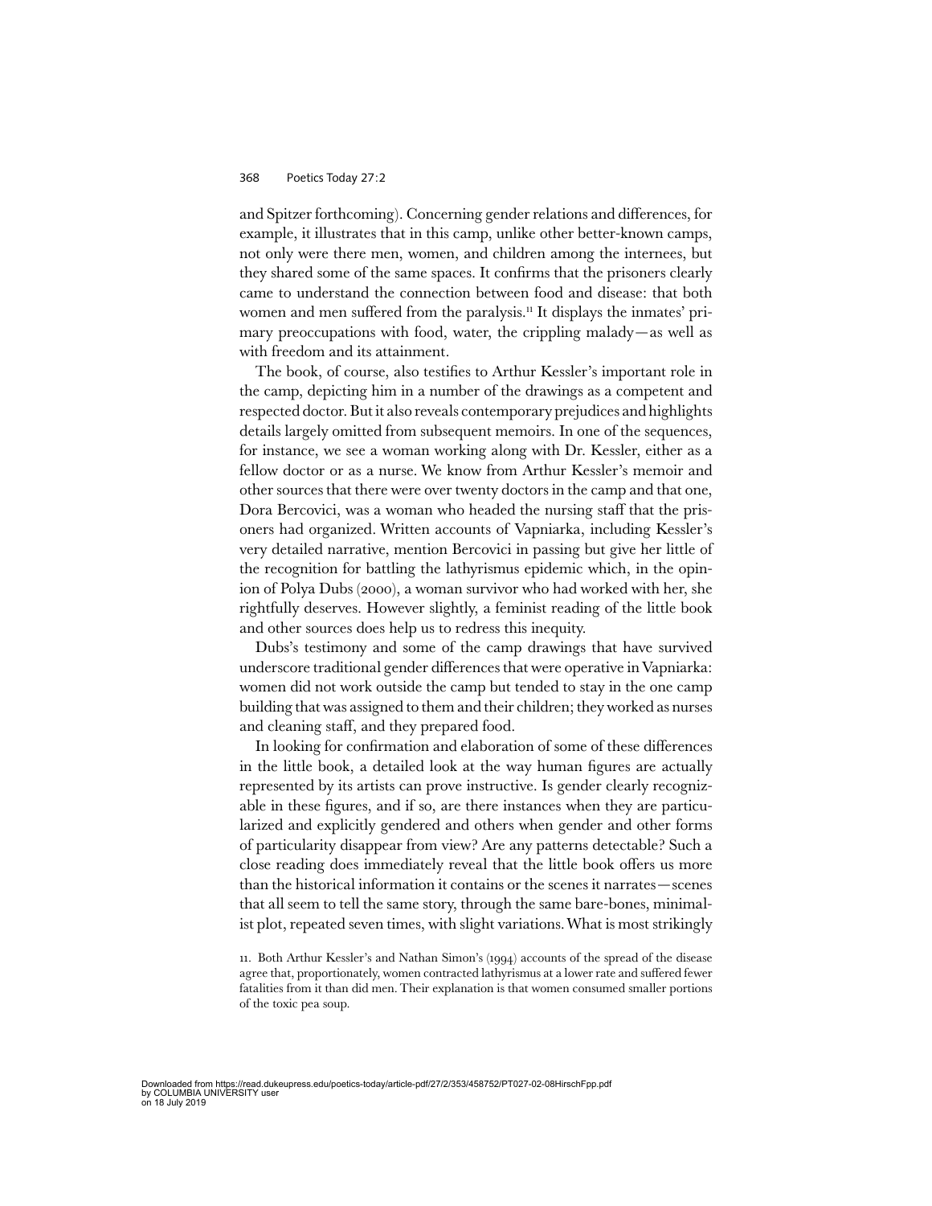and Spitzer forthcoming). Concerning gender relations and differences, for example, it illustrates that in this camp, unlike other better-known camps, not only were there men, women, and children among the internees, but they shared some of the same spaces. It confirms that the prisoners clearly came to understand the connection between food and disease: that both women and men suffered from the paralysis.[11] It displays the inmates' primary preoccupations with food, water, the crippling malady—as well as with freedom and its attainment.

The book, of course, also testifies to Arthur Kessler's important role in the camp, depicting him in a number of the drawings as a competent and respected doctor. But it also reveals contemporary prejudices and highlights details largely omitted from subsequent memoirs. In one of the sequences, for instance, we see a woman working along with Dr. Kessler, either as a fellow doctor or as a nurse. We know from Arthur Kessler's memoir and other sources that there were over twenty doctors in the camp and that one, Dora Bercovici, was a woman who headed the nursing staff that the prisoners had organized. Written accounts of Vapniarka, including Kessler's very detailed narrative, mention Bercovici in passing but give her little of the recognition for battling the lathyrismus epidemic which, in the opinion of Polya Dubs (2000), a woman survivor who had worked with her, she rightfully deserves. However slightly, a feminist reading of the little book and other sources does help us to redress this inequity.

Dubs's testimony and some of the camp drawings that have survived underscore traditional gender differences that were operative in Vapniarka: women did not work outside the camp but tended to stay in the one camp building that was assigned to them and their children; they worked as nurses and cleaning staff, and they prepared food.

In looking for confirmation and elaboration of some of these differences in the little book, a detailed look at the way human figures are actually represented by its artists can prove instructive. Is gender clearly recognizable in these figures, and if so, are there instances when they are particularized and explicitly gendered and others when gender and other forms of particularity disappear from view? Are any patterns detectable? Such a close reading does immediately reveal that the little book offers us more than the historical information it contains or the scenes it narrates—scenes that all seem to tell the same story, through the same bare-bones, minimalist plot, repeated seven times, with slight variations. What is most strikingly

11. Both Arthur Kessler's and Nathan Simon's (1994) accounts of the spread of the disease agree that, proportionately, women contracted lathyrismus at a lower rate and suffered fewer fatalities from it than did men. Their explanation is that women consumed smaller portions of the toxic pea soup.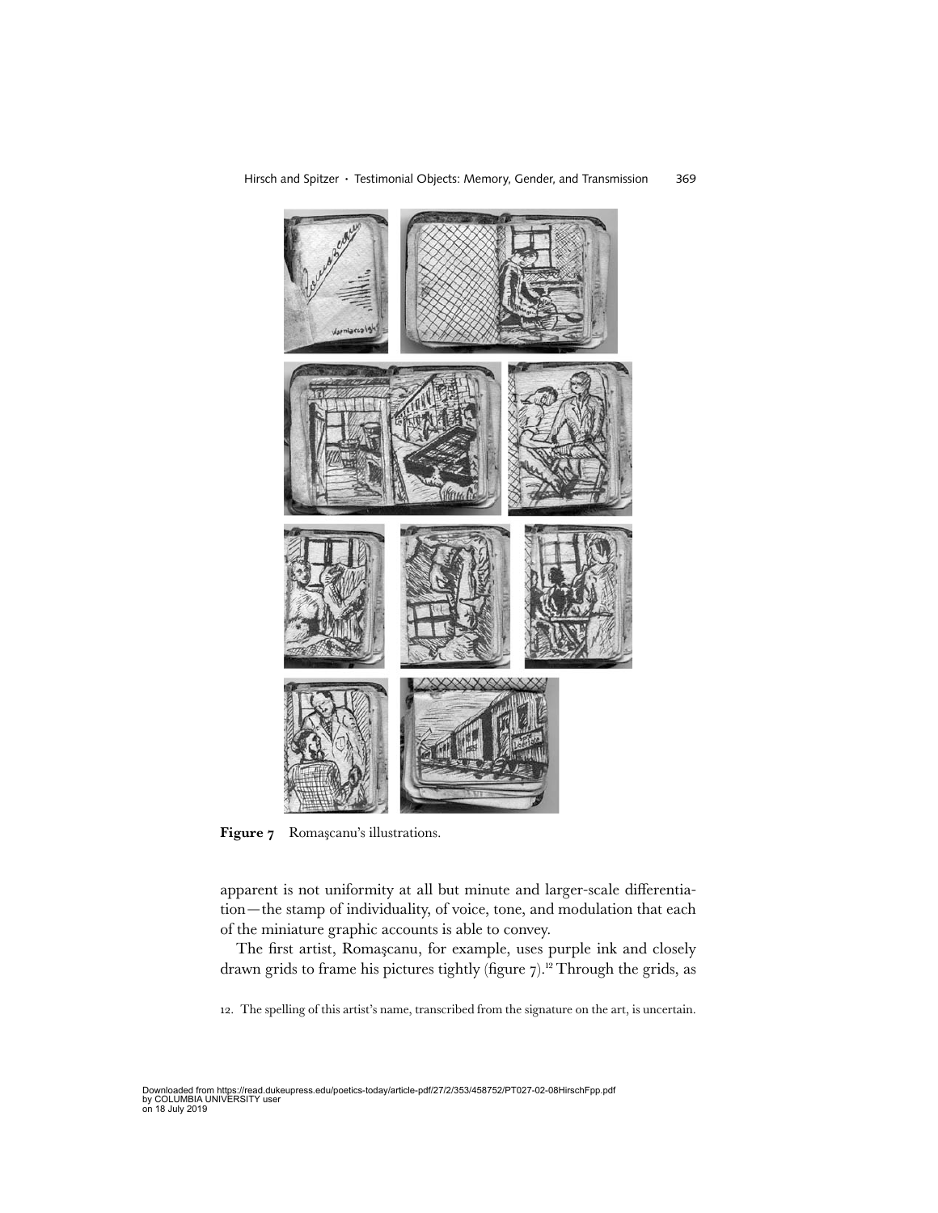**Figure 7** Romaşcanu's illustrations.

apparent is not uniformity at all but minute and larger-scale differentiation—the stamp of individuality, of voice, tone, and modulation that each of the miniature graphic accounts is able to convey.

The first artist, Romaşcanu, for example, uses purple ink and closely drawn grids to frame his pictures tightly (figure 7).[12] Through the grids, as

12. The spelling of this artist's name, transcribed from the signature on the art, is uncertain.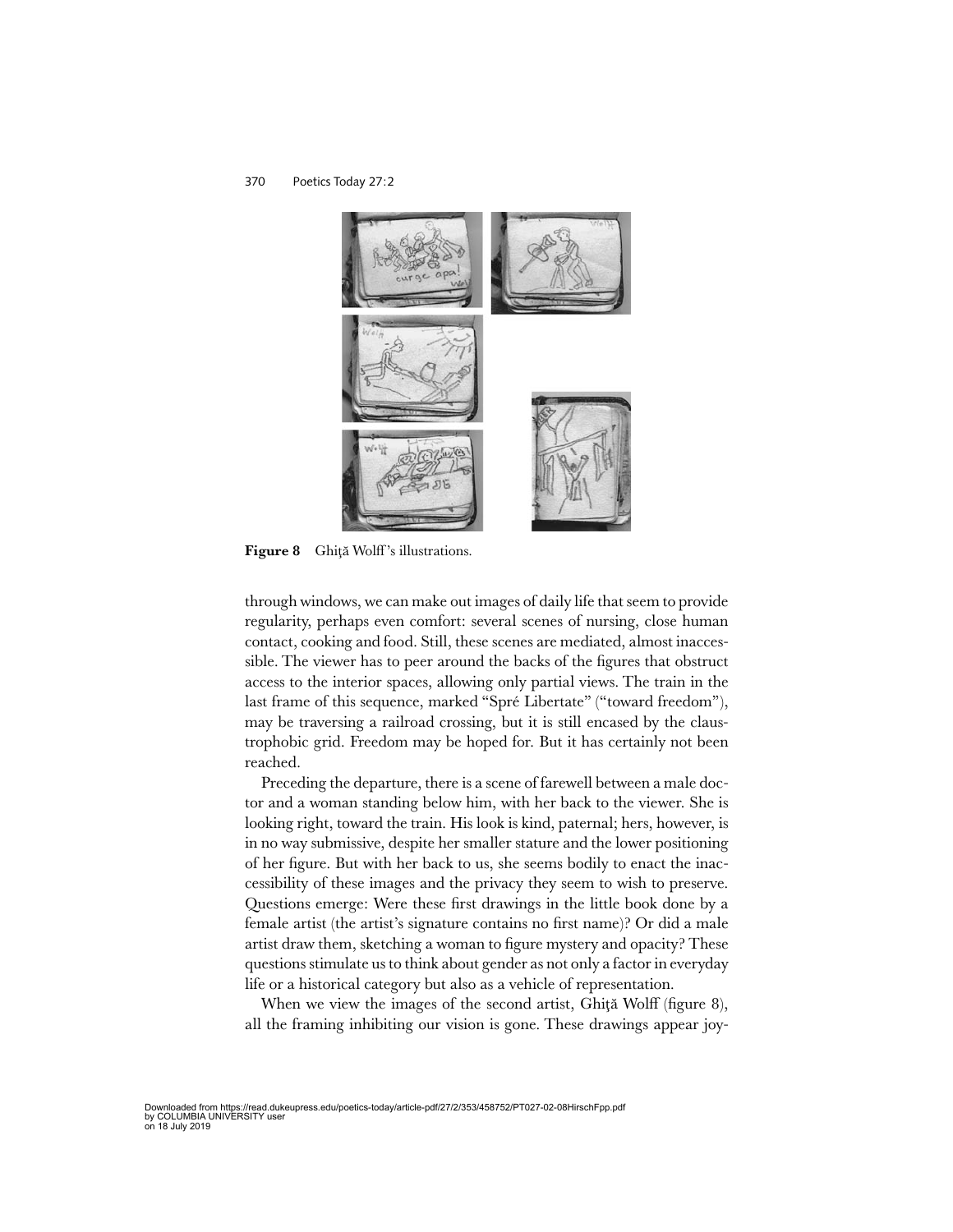**Figure 8** Ghiţă Wolff's illustrations.

through windows, we can make out images of daily life that seem to provide regularity, perhaps even comfort: several scenes of nursing, close human contact, cooking and food. Still, these scenes are mediated, almost inaccessible. The viewer has to peer around the backs of the figures that obstruct access to the interior spaces, allowing only partial views. The train in the last frame of this sequence, marked "Spré Libertate" ("toward freedom"), may be traversing a railroad crossing, but it is still encased by the claustrophobic grid. Freedom may be hoped for. But it has certainly not been reached.

Preceding the departure, there is a scene of farewell between a male doctor and a woman standing below him, with her back to the viewer. She is looking right, toward the train. His look is kind, paternal; hers, however, is in no way submissive, despite her smaller stature and the lower positioning of her figure. But with her back to us, she seems bodily to enact the inaccessibility of these images and the privacy they seem to wish to preserve. Questions emerge: Were these first drawings in the little book done by a female artist (the artist's signature contains no first name)? Or did a male artist draw them, sketching a woman to figure mystery and opacity? These questions stimulate us to think about gender as not only a factor in everyday life or a historical category but also as a vehicle of representation.

When we view the images of the second artist, Ghiţă Wolff (figure 8), all the framing inhibiting our vision is gone. These drawings appear joy-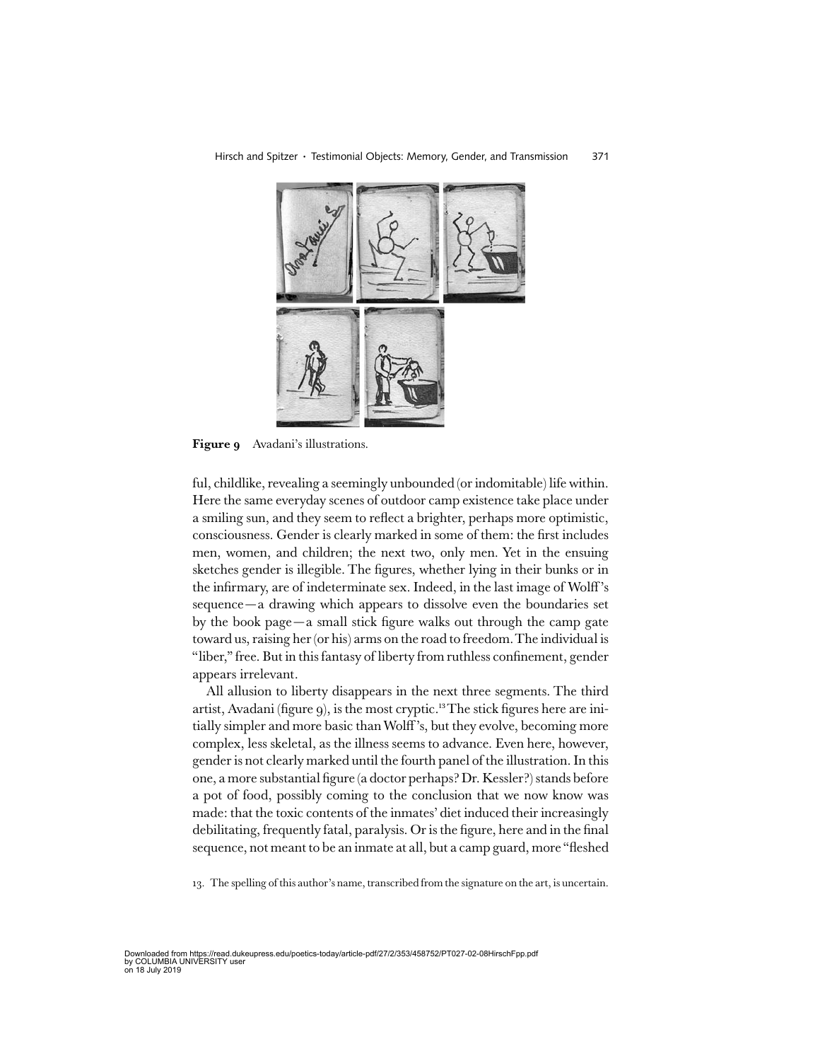**Figure 9** Avadani's illustrations.

ful, childlike, revealing a seemingly unbounded (or indomitable) life within. Here the same everyday scenes of outdoor camp existence take place under a smiling sun, and they seem to reflect a brighter, perhaps more optimistic, consciousness. Gender is clearly marked in some of them: the first includes men, women, and children; the next two, only men. Yet in the ensuing sketches gender is illegible. The figures, whether lying in their bunks or in the infirmary, are of indeterminate sex. Indeed, in the last image of Wolff's sequence—a drawing which appears to dissolve even the boundaries set by the book page—a small stick figure walks out through the camp gate toward us, raising her (or his) arms on the road to freedom. The individual is "liber," free. But in this fantasy of liberty from ruthless confinement, gender appears irrelevant.

All allusion to liberty disappears in the next three segments. The third artist, Avadani (figure 9), is the most cryptic.[13] The stick figures here are initially simpler and more basic than Wolff's, but they evolve, becoming more complex, less skeletal, as the illness seems to advance. Even here, however, gender is not clearly marked until the fourth panel of the illustration. In this one, a more substantial figure (a doctor perhaps? Dr. Kessler?) stands before a pot of food, possibly coming to the conclusion that we now know was made: that the toxic contents of the inmates' diet induced their increasingly debilitating, frequently fatal, paralysis. Or is the figure, here and in the final sequence, not meant to be an inmate at all, but a camp guard, more "fleshed

13. The spelling of this author's name, transcribed from the signature on the art, is uncertain.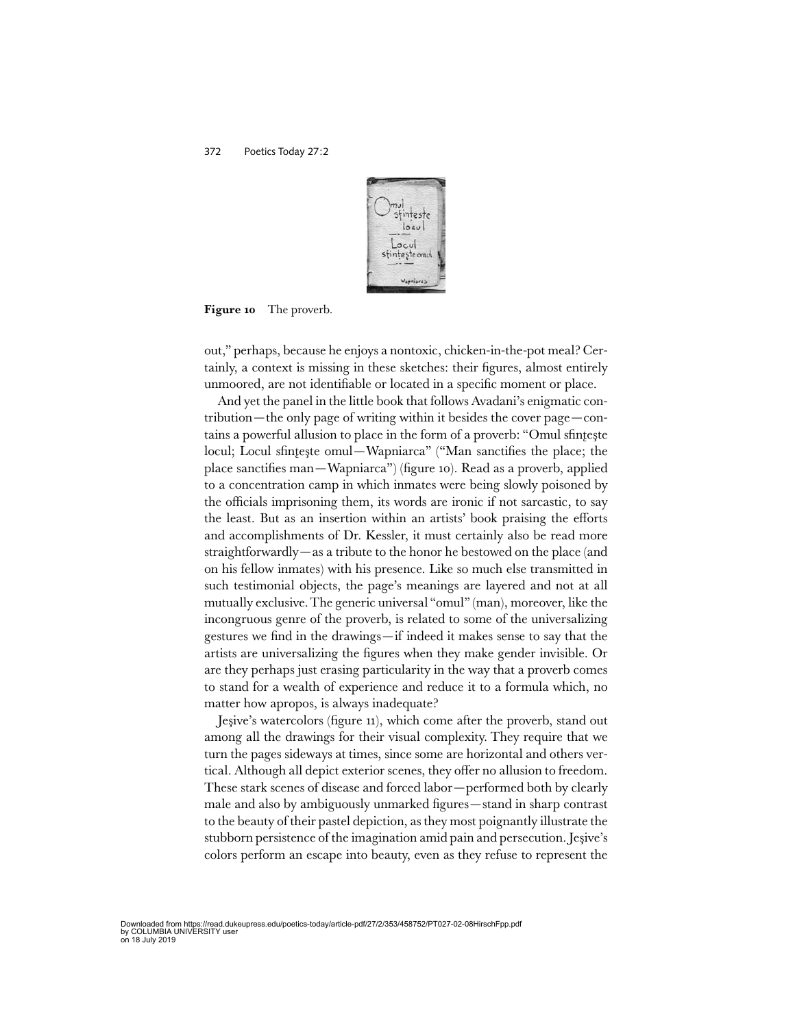**Figure 10** The proverb.

out," perhaps, because he enjoys a nontoxic, chicken-in-the-pot meal? Certainly, a context is missing in these sketches: their figures, almost entirely unmoored, are not identifiable or located in a specific moment or place.

And yet the panel in the little book that follows Avadani's enigmatic contribution—the only page of writing within it besides the cover page—contains a powerful allusion to place in the form of a proverb: "Omul sfinţeşte locul; Locul sfinţeşte omul—Wapniarca" ("Man sanctifies the place; the place sanctifies man—Wapniarca") (figure 10). Read as a proverb, applied to a concentration camp in which inmates were being slowly poisoned by the officials imprisoning them, its words are ironic if not sarcastic, to say the least. But as an insertion within an artists' book praising the efforts and accomplishments of Dr. Kessler, it must certainly also be read more straightforwardly—as a tribute to the honor he bestowed on the place (and on his fellow inmates) with his presence. Like so much else transmitted in such testimonial objects, the page's meanings are layered and not at all mutually exclusive. The generic universal "omul" (man), moreover, like the incongruous genre of the proverb, is related to some of the universalizing gestures we find in the drawings—if indeed it makes sense to say that the artists are universalizing the figures when they make gender invisible. Or are they perhaps just erasing particularity in the way that a proverb comes to stand for a wealth of experience and reduce it to a formula which, no matter how apropos, is always inadequate?

Jeşive's watercolors (figure 11), which come after the proverb, stand out among all the drawings for their visual complexity. They require that we turn the pages sideways at times, since some are horizontal and others vertical. Although all depict exterior scenes, they offer no allusion to freedom. These stark scenes of disease and forced labor—performed both by clearly male and also by ambiguously unmarked figures—stand in sharp contrast to the beauty of their pastel depiction, as they most poignantly illustrate the stubborn persistence of the imagination amid pain and persecution. Jeşive's colors perform an escape into beauty, even as they refuse to represent the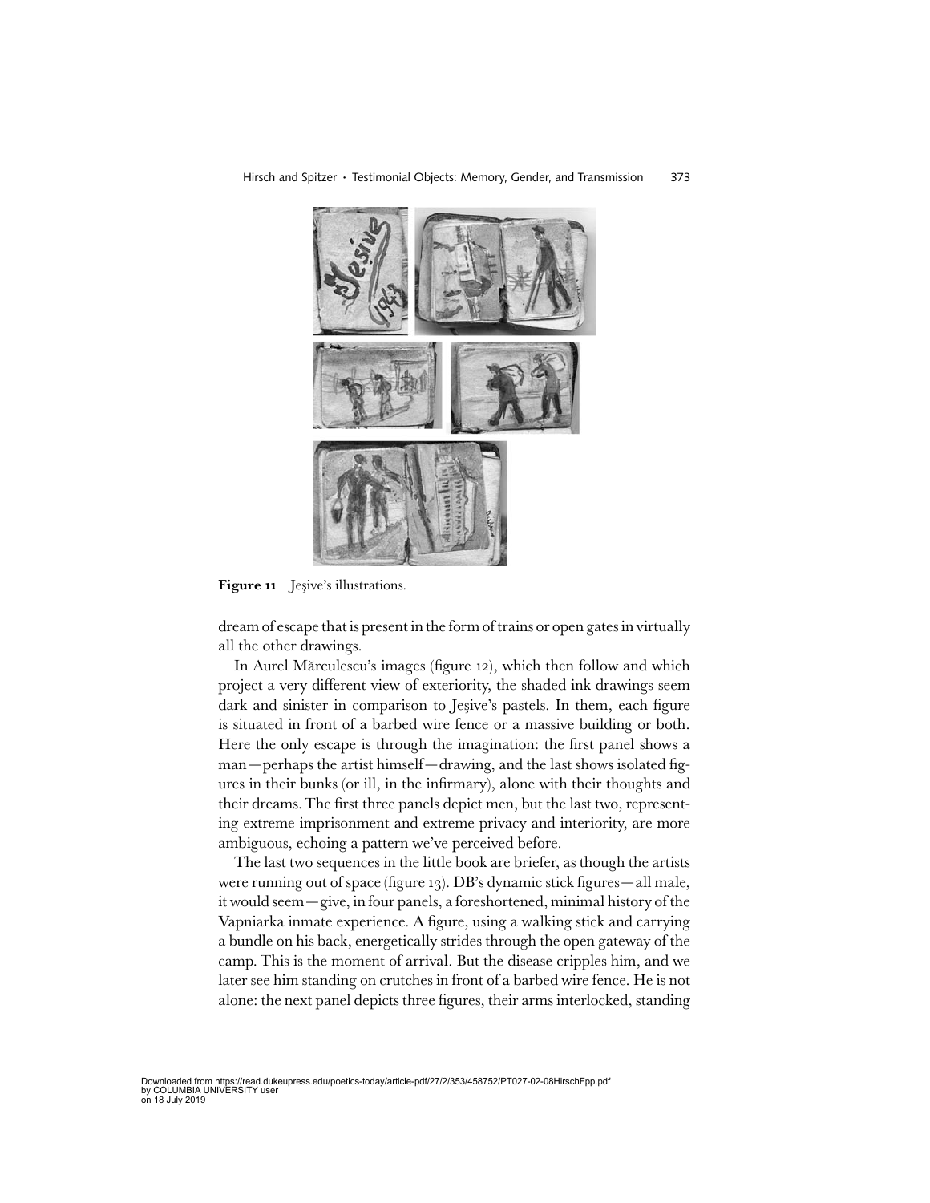**Figure 11** Jeşive's illustrations.

dream of escape that is present in the form of trains or open gates in virtually all the other drawings.

In Aurel Mărculescu's images (figure 12), which then follow and which project a very different view of exteriority, the shaded ink drawings seem dark and sinister in comparison to Jeşive's pastels. In them, each figure is situated in front of a barbed wire fence or a massive building or both. Here the only escape is through the imagination: the first panel shows a man—perhaps the artist himself—drawing, and the last shows isolated figures in their bunks (or ill, in the infirmary), alone with their thoughts and their dreams. The first three panels depict men, but the last two, representing extreme imprisonment and extreme privacy and interiority, are more ambiguous, echoing a pattern we've perceived before.

The last two sequences in the little book are briefer, as though the artists were running out of space (figure 13). DB's dynamic stick figures—all male, it would seem—give, in four panels, a foreshortened, minimal history of the Vapniarka inmate experience. A figure, using a walking stick and carrying a bundle on his back, energetically strides through the open gateway of the camp. This is the moment of arrival. But the disease cripples him, and we later see him standing on crutches in front of a barbed wire fence. He is not alone: the next panel depicts three figures, their arms interlocked, standing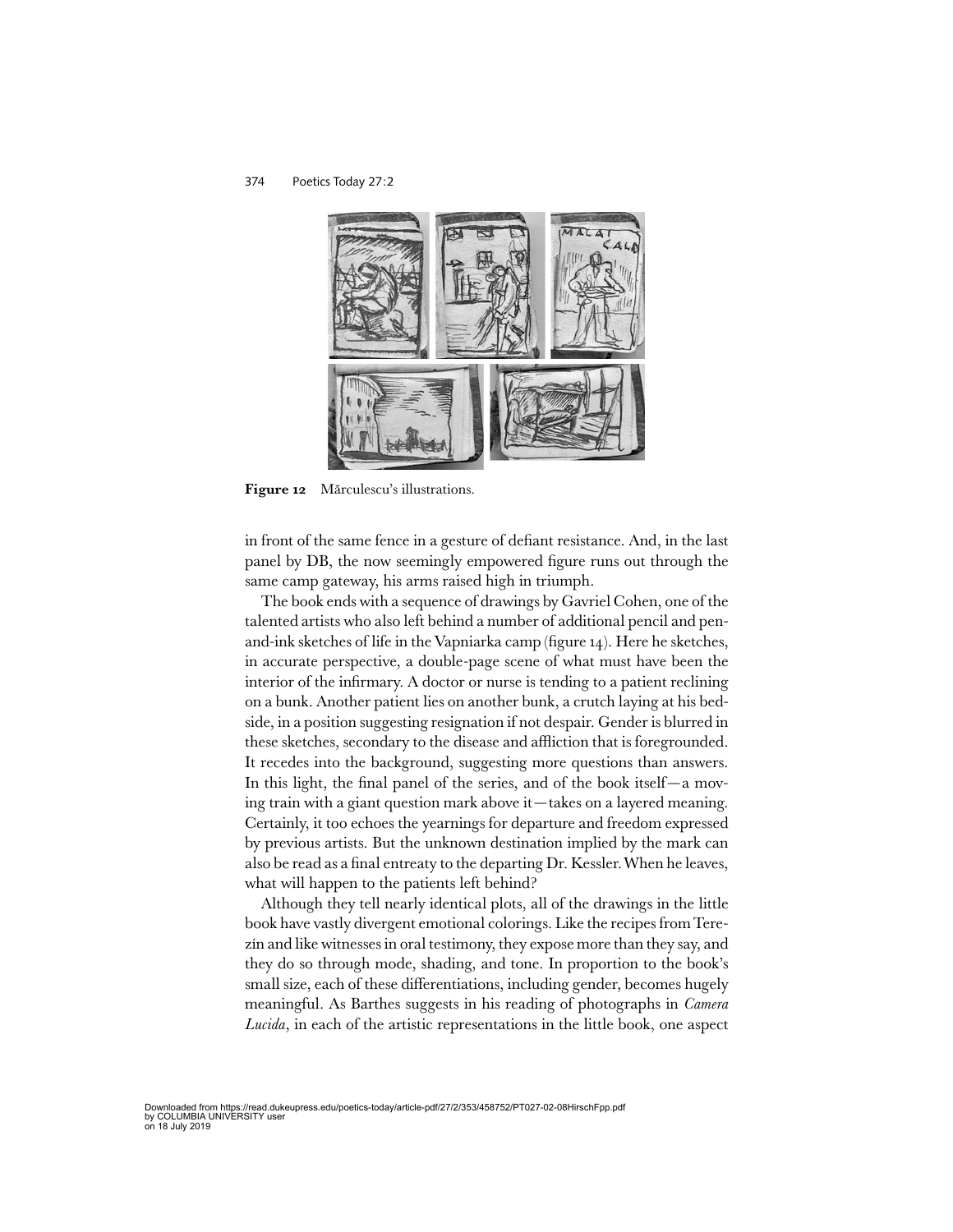**Figure 12** Mărculescu's illustrations.

in front of the same fence in a gesture of defiant resistance. And, in the last panel by DB, the now seemingly empowered figure runs out through the same camp gateway, his arms raised high in triumph.

The book ends with a sequence of drawings by Gavriel Cohen, one of the talented artists who also left behind a number of additional pencil and pen-and-ink sketches of life in the Vapniarka camp (figure 14). Here he sketches, in accurate perspective, a double-page scene of what must have been the interior of the infirmary. A doctor or nurse is tending to a patient reclining on a bunk. Another patient lies on another bunk, a crutch laying at his bedside, in a position suggesting resignation if not despair. Gender is blurred in these sketches, secondary to the disease and affliction that is foregrounded. It recedes into the background, suggesting more questions than answers. In this light, the final panel of the series, and of the book itself—a moving train with a giant question mark above it—takes on a layered meaning. Certainly, it too echoes the yearnings for departure and freedom expressed by previous artists. But the unknown destination implied by the mark can also be read as a final entreaty to the departing Dr. Kessler. When he leaves, what will happen to the patients left behind?

Although they tell nearly identical plots, all of the drawings in the little book have vastly divergent emotional colorings. Like the recipes from Terezín and like witnesses in oral testimony, they expose more than they say, and they do so through mode, shading, and tone. In proportion to the book's small size, each of these differentiations, including gender, becomes hugely meaningful. As Barthes suggests in his reading of photographs in *Camera Lucida*, in each of the artistic representations in the little book, one aspect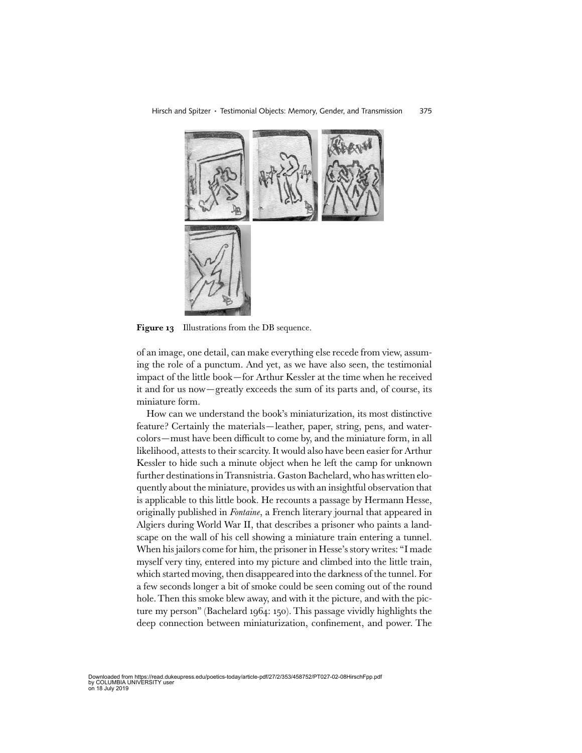**Figure 13** Illustrations from the DB sequence.

of an image, one detail, can make everything else recede from view, assuming the role of a punctum. And yet, as we have also seen, the testimonial impact of the little book—for Arthur Kessler at the time when he received it and for us now—greatly exceeds the sum of its parts and, of course, its miniature form.

How can we understand the book's miniaturization, its most distinctive feature? Certainly the materials—leather, paper, string, pens, and watercolors—must have been difficult to come by, and the miniature form, in all likelihood, attests to their scarcity. It would also have been easier for Arthur Kessler to hide such a minute object when he left the camp for unknown further destinations in Transnistria. Gaston Bachelard, who has written eloquently about the miniature, provides us with an insightful observation that is applicable to this little book. He recounts a passage by Hermann Hesse, originally published in *Fontaine*, a French literary journal that appeared in Algiers during World War II, that describes a prisoner who paints a landscape on the wall of his cell showing a miniature train entering a tunnel. When his jailors come for him, the prisoner in Hesse's story writes: "I made myself very tiny, entered into my picture and climbed into the little train, which started moving, then disappeared into the darkness of the tunnel. For a few seconds longer a bit of smoke could be seen coming out of the round hole. Then this smoke blew away, and with it the picture, and with the picture my person" (Bachelard 1964: 150). This passage vividly highlights the deep connection between miniaturization, confinement, and power. The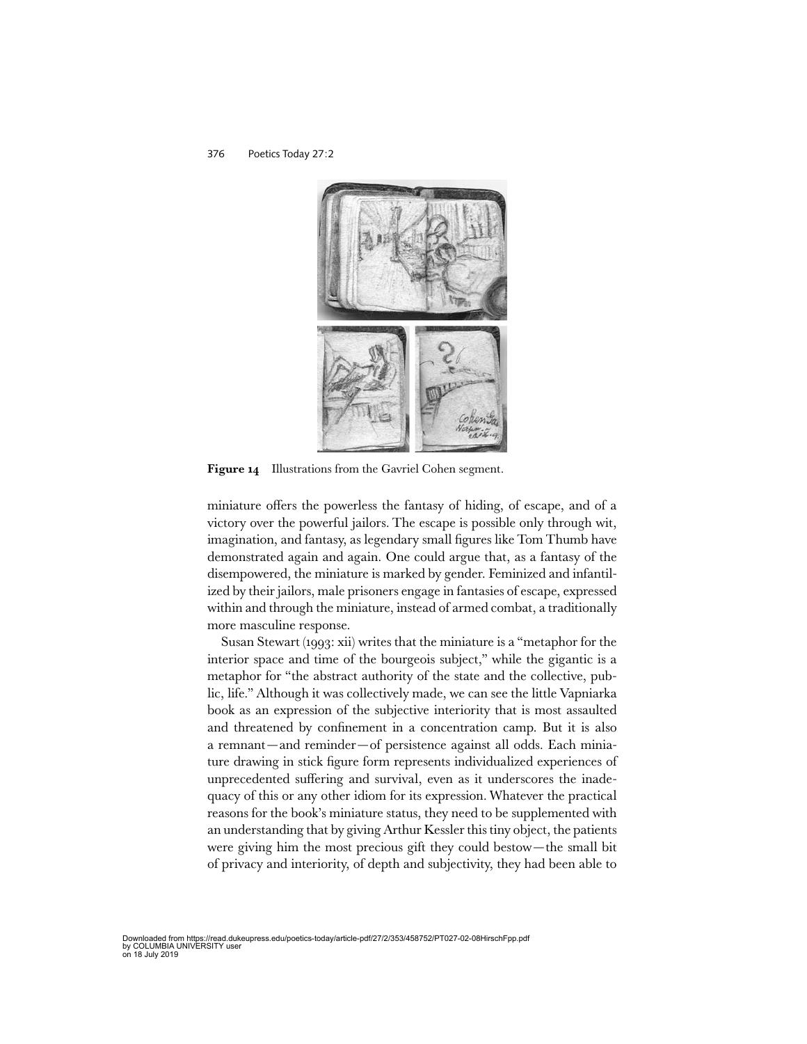**Figure 14** Illustrations from the Gavriel Cohen segment.

miniature offers the powerless the fantasy of hiding, of escape, and of a victory over the powerful jailors. The escape is possible only through wit, imagination, and fantasy, as legendary small figures like Tom Thumb have demonstrated again and again. One could argue that, as a fantasy of the disempowered, the miniature is marked by gender. Feminized and infantilized by their jailors, male prisoners engage in fantasies of escape, expressed within and through the miniature, instead of armed combat, a traditionally more masculine response.

Susan Stewart (1993: xii) writes that the miniature is a "metaphor for the interior space and time of the bourgeois subject," while the gigantic is a metaphor for "the abstract authority of the state and the collective, public, life." Although it was collectively made, we can see the little Vapniarka book as an expression of the subjective interiority that is most assaulted and threatened by confinement in a concentration camp. But it is also a remnant—and reminder—of persistence against all odds. Each miniature drawing in stick figure form represents individualized experiences of unprecedented suffering and survival, even as it underscores the inadequacy of this or any other idiom for its expression. Whatever the practical reasons for the book's miniature status, they need to be supplemented with an understanding that by giving Arthur Kessler this tiny object, the patients were giving him the most precious gift they could bestow—the small bit of privacy and interiority, of depth and subjectivity, they had been able to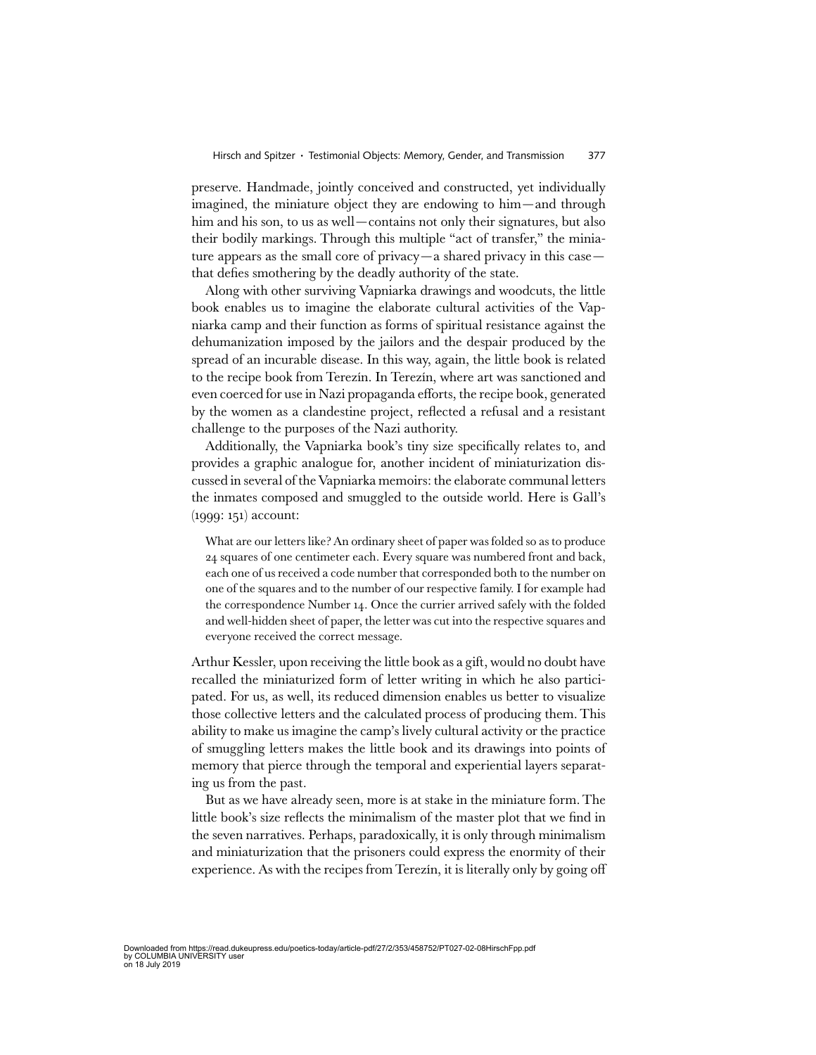preserve. Handmade, jointly conceived and constructed, yet individually imagined, the miniature object they are endowing to him—and through him and his son, to us as well—contains not only their signatures, but also their bodily markings. Through this multiple "act of transfer," the miniature appears as the small core of privacy—a shared privacy in this case—that defies smothering by the deadly authority of the state.

Along with other surviving Vapniarka drawings and woodcuts, the little book enables us to imagine the elaborate cultural activities of the Vapniarka camp and their function as forms of spiritual resistance against the dehumanization imposed by the jailors and the despair produced by the spread of an incurable disease. In this way, again, the little book is related to the recipe book from Terezín. In Terezín, where art was sanctioned and even coerced for use in Nazi propaganda efforts, the recipe book, generated by the women as a clandestine project, reflected a refusal and a resistant challenge to the purposes of the Nazi authority.

Additionally, the Vapniarka book's tiny size specifically relates to, and provides a graphic analogue for, another incident of miniaturization discussed in several of the Vapniarka memoirs: the elaborate communal letters the inmates composed and smuggled to the outside world. Here is Gall's (1999: 151) account:

> What are our letters like? An ordinary sheet of paper was folded so as to produce 24 squares of one centimeter each. Every square was numbered front and back, each one of us received a code number that corresponded both to the number on one of the squares and to the number of our respective family. I for example had the correspondence Number 14. Once the currier arrived safely with the folded and well-hidden sheet of paper, the letter was cut into the respective squares and everyone received the correct message.

Arthur Kessler, upon receiving the little book as a gift, would no doubt have recalled the miniaturized form of letter writing in which he also participated. For us, as well, its reduced dimension enables us better to visualize those collective letters and the calculated process of producing them. This ability to make us imagine the camp's lively cultural activity or the practice of smuggling letters makes the little book and its drawings into points of memory that pierce through the temporal and experiential layers separating us from the past.

But as we have already seen, more is at stake in the miniature form. The little book's size reflects the minimalism of the master plot that we find in the seven narratives. Perhaps, paradoxically, it is only through minimalism and miniaturization that the prisoners could express the enormity of their experience. As with the recipes from Terezín, it is literally only by going off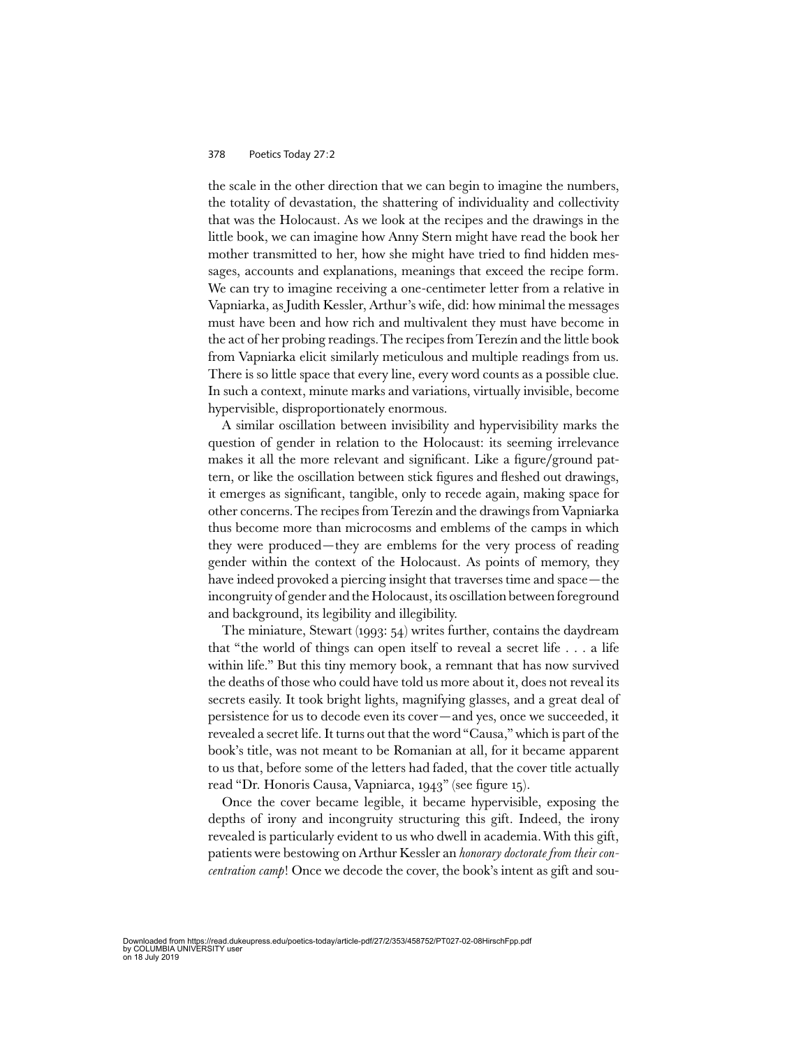the scale in the other direction that we can begin to imagine the numbers, the totality of devastation, the shattering of individuality and collectivity that was the Holocaust. As we look at the recipes and the drawings in the little book, we can imagine how Anny Stern might have read the book her mother transmitted to her, how she might have tried to find hidden messages, accounts and explanations, meanings that exceed the recipe form. We can try to imagine receiving a one-centimeter letter from a relative in Vapniarka, as Judith Kessler, Arthur's wife, did: how minimal the messages must have been and how rich and multivalent they must have become in the act of her probing readings. The recipes from Terezín and the little book from Vapniarka elicit similarly meticulous and multiple readings from us. There is so little space that every line, every word counts as a possible clue. In such a context, minute marks and variations, virtually invisible, become hypervisible, disproportionately enormous.

A similar oscillation between invisibility and hypervisibility marks the question of gender in relation to the Holocaust: its seeming irrelevance makes it all the more relevant and significant. Like a figure/ground pattern, or like the oscillation between stick figures and fleshed out drawings, it emerges as significant, tangible, only to recede again, making space for other concerns. The recipes from Terezín and the drawings from Vapniarka thus become more than microcosms and emblems of the camps in which they were produced—they are emblems for the very process of reading gender within the context of the Holocaust. As points of memory, they have indeed provoked a piercing insight that traverses time and space—the incongruity of gender and the Holocaust, its oscillation between foreground and background, its legibility and illegibility.

The miniature, Stewart (1993: 54) writes further, contains the daydream that "the world of things can open itself to reveal a secret life . . . a life within life." But this tiny memory book, a remnant that has now survived the deaths of those who could have told us more about it, does not reveal its secrets easily. It took bright lights, magnifying glasses, and a great deal of persistence for us to decode even its cover—and yes, once we succeeded, it revealed a secret life. It turns out that the word "Causa," which is part of the book's title, was not meant to be Romanian at all, for it became apparent to us that, before some of the letters had faded, that the cover title actually read "Dr. Honoris Causa, Vapniarca, 1943" (see figure 15).

Once the cover became legible, it became hypervisible, exposing the depths of irony and incongruity structuring this gift. Indeed, the irony revealed is particularly evident to us who dwell in academia. With this gift, patients were bestowing on Arthur Kessler an *honorary doctorate from their concentration camp*! Once we decode the cover, the book's intent as gift and sou-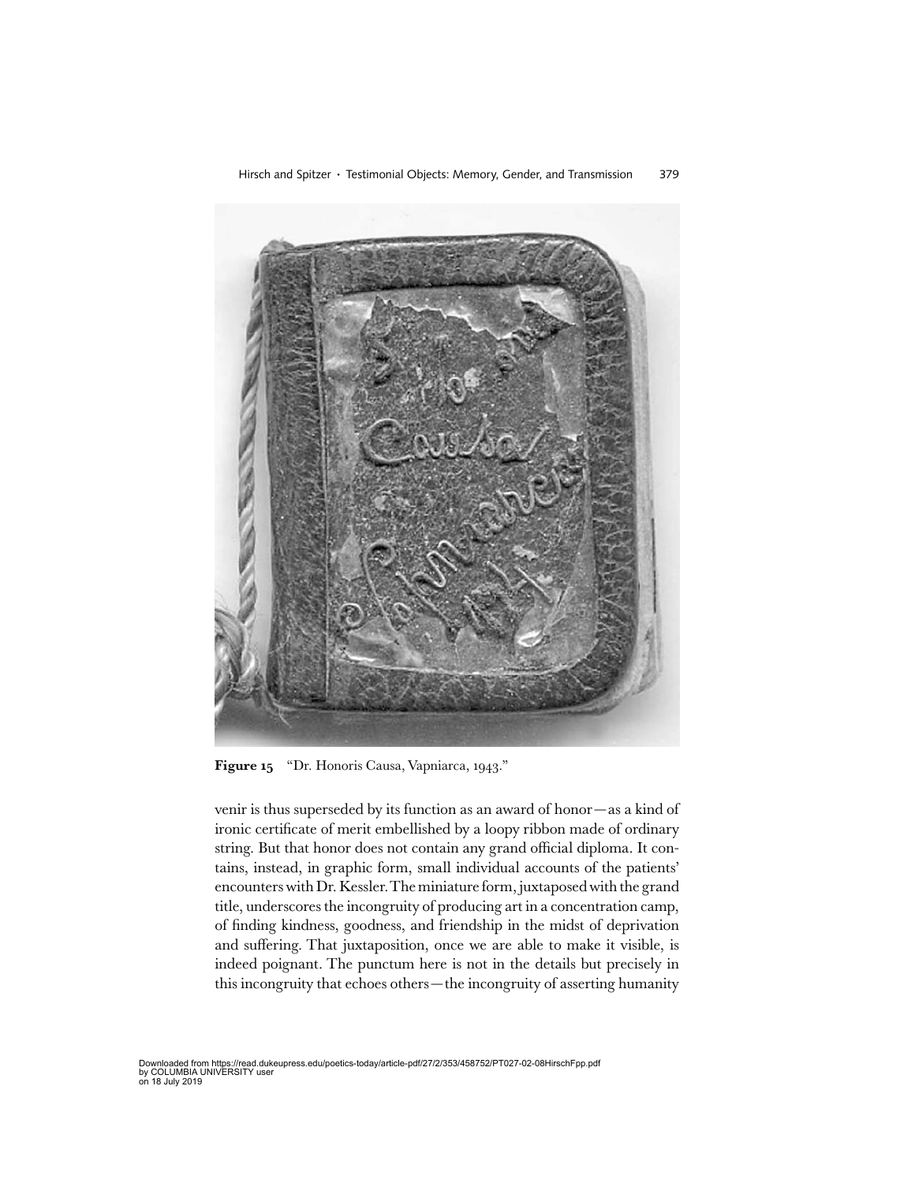**Figure 15** "Dr. Honoris Causa, Vapniarca, 1943."

venir is thus superseded by its function as an award of honor—as a kind of ironic certificate of merit embellished by a loopy ribbon made of ordinary string. But that honor does not contain any grand official diploma. It contains, instead, in graphic form, small individual accounts of the patients' encounters with Dr. Kessler. The miniature form, juxtaposed with the grand title, underscores the incongruity of producing art in a concentration camp, of finding kindness, goodness, and friendship in the midst of deprivation and suffering. That juxtaposition, once we are able to make it visible, is indeed poignant. The punctum here is not in the details but precisely in this incongruity that echoes others—the incongruity of asserting humanity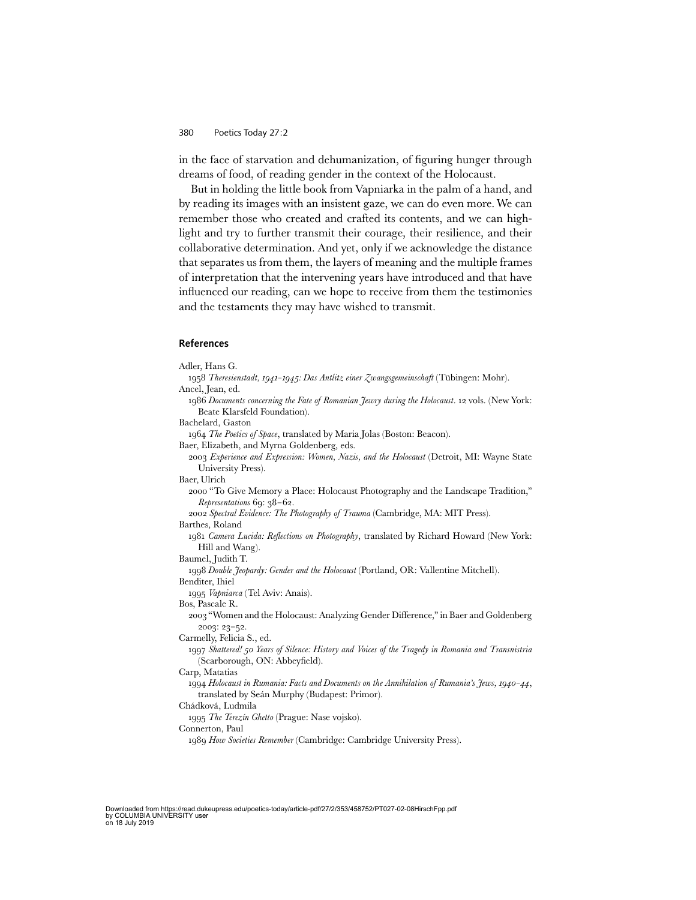in the face of starvation and dehumanization, of figuring hunger through dreams of food, of reading gender in the context of the Holocaust.

But in holding the little book from Vapniarka in the palm of a hand, and by reading its images with an insistent gaze, we can do even more. We can remember those who created and crafted its contents, and we can highlight and try to further transmit their courage, their resilience, and their collaborative determination. And yet, only if we acknowledge the distance that separates us from them, the layers of meaning and the multiple frames of interpretation that the intervening years have introduced and that have influenced our reading, can we hope to receive from them the testimonies and the testaments they may have wished to transmit.

## References

Adler, Hans G.
1958 *Theresienstadt, 1941–1945: Das Antlitz einer Zwangsgemeinschaft* (Tübingen: Mohr).

Ancel, Jean, ed.
1986 *Documents concerning the Fate of Romanian Jewry during the Holocaust*. 12 vols. (New York: Beate Klarsfeld Foundation).

Bachelard, Gaston
1964 *The Poetics of Space*, translated by Maria Jolas (Boston: Beacon).

Baer, Elizabeth, and Myrna Goldenberg, eds.
2003 *Experience and Expression: Women, Nazis, and the Holocaust* (Detroit, MI: Wayne State University Press).

Baer, Ulrich
2000 "To Give Memory a Place: Holocaust Photography and the Landscape Tradition," *Representations* 69: 38–62.
2002 *Spectral Evidence: The Photography of Trauma* (Cambridge, MA: MIT Press).

Barthes, Roland
1981 *Camera Lucida: Reflections on Photography*, translated by Richard Howard (New York: Hill and Wang).

Baumel, Judith T.
1998 *Double Jeopardy: Gender and the Holocaust* (Portland, OR: Vallentine Mitchell).

Benditer, Ihiel
1995 *Vapniarca* (Tel Aviv: Anais).

Bos, Pascale R.
2003 "Women and the Holocaust: Analyzing Gender Difference," in Baer and Goldenberg 2003: 23–52.

Carmelly, Felicia S., ed.
1997 *Shattered! 50 Years of Silence: History and Voices of the Tragedy in Romania and Transnistria* (Scarborough, ON: Abbeyfield).

Carp, Matatias
1994 *Holocaust in Rumania: Facts and Documents on the Annihilation of Rumania's Jews, 1940–44*, translated by Seán Murphy (Budapest: Primor).

Chádková, Ludmila
1995 *The Terezín Ghetto* (Prague: Nase vojsko).

Connerton, Paul
1989 *How Societies Remember* (Cambridge: Cambridge University Press).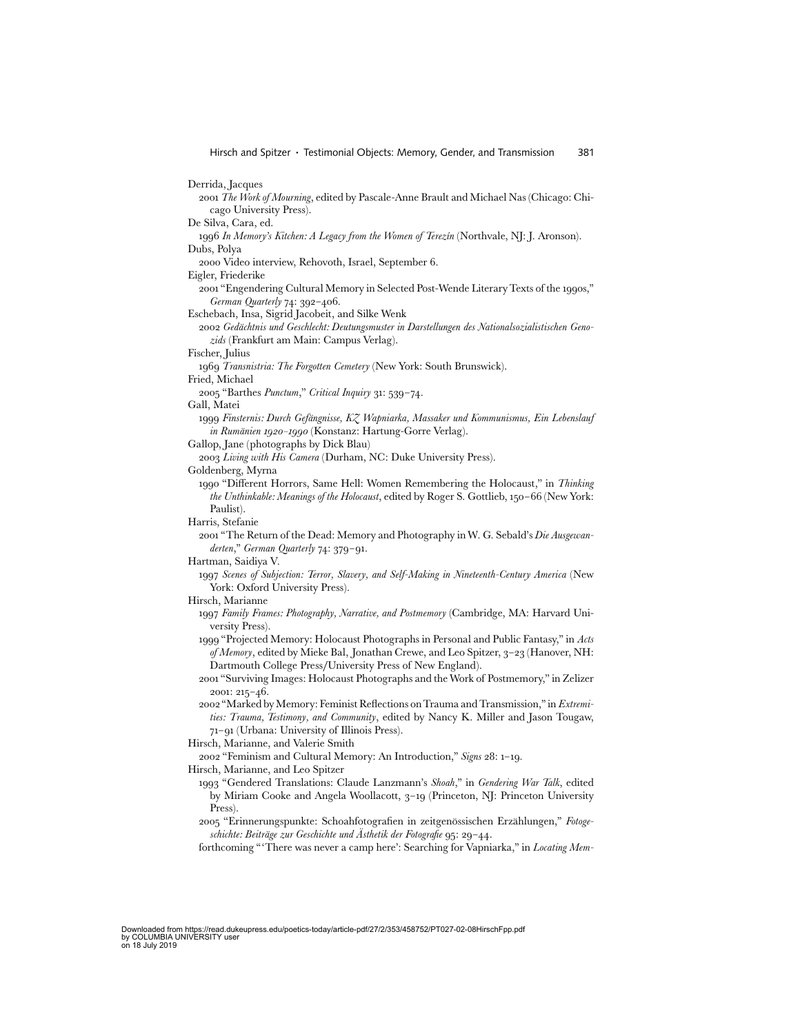Derrida, Jacques

2001 *The Work of Mourning*, edited by Pascale-Anne Brault and Michael Nas (Chicago: Chicago University Press).

De Silva, Cara, ed.

1996 *In Memory's Kitchen: A Legacy from the Women of Terezín* (Northvale, NJ: J. Aronson).

Dubs, Polya

2000 Video interview, Rehovoth, Israel, September 6.

Eigler, Friederike

2001 "Engendering Cultural Memory in Selected Post-Wende Literary Texts of the 1990s," *German Quarterly* 74: 392–406.

Eschebach, Insa, Sigrid Jacobeit, and Silke Wenk

2002 *Gedächtnis und Geschlecht: Deutungsmuster in Darstellungen des Nationalsozialistischen Genozids* (Frankfurt am Main: Campus Verlag).

Fischer, Julius

1969 *Transnistria: The Forgotten Cemetery* (New York: South Brunswick).

Fried, Michael

2005 "Barthes *Punctum*," *Critical Inquiry* 31: 539–74.

Gall, Matei

1999 *Finsternis: Durch Gefängnisse, KZ Wapniarka, Massaker und Kommunismus, Ein Lebenslauf in Rumänien 1920–1990* (Konstanz: Hartung-Gorre Verlag).

Gallop, Jane (photographs by Dick Blau)

2003 *Living with His Camera* (Durham, NC: Duke University Press).

Goldenberg, Myrna

1990 "Different Horrors, Same Hell: Women Remembering the Holocaust," in *Thinking the Unthinkable: Meanings of the Holocaust*, edited by Roger S. Gottlieb, 150–66 (New York: Paulist).

Harris, Stefanie

2001 "The Return of the Dead: Memory and Photography in W. G. Sebald's *Die Ausgewanderten*," *German Quarterly* 74: 379–91.

Hartman, Saidiya V.

1997 *Scenes of Subjection: Terror, Slavery, and Self-Making in Nineteenth-Century America* (New York: Oxford University Press).

Hirsch, Marianne

1997 *Family Frames: Photography, Narrative, and Postmemory* (Cambridge, MA: Harvard University Press).

1999 "Projected Memory: Holocaust Photographs in Personal and Public Fantasy," in *Acts of Memory*, edited by Mieke Bal, Jonathan Crewe, and Leo Spitzer, 3–23 (Hanover, NH: Dartmouth College Press/University Press of New England).

2001 "Surviving Images: Holocaust Photographs and the Work of Postmemory," in Zelizer 2001: 215–46.

2002 "Marked by Memory: Feminist Reflections on Trauma and Transmission," in *Extremities: Trauma, Testimony, and Community*, edited by Nancy K. Miller and Jason Tougaw, 71–91 (Urbana: University of Illinois Press).

Hirsch, Marianne, and Valerie Smith

2002 "Feminism and Cultural Memory: An Introduction," *Signs* 28: 1–19.

Hirsch, Marianne, and Leo Spitzer

1993 "Gendered Translations: Claude Lanzmann's *Shoah*," in *Gendering War Talk*, edited by Miriam Cooke and Angela Woollacott, 3–19 (Princeton, NJ: Princeton University Press).

2005 "Erinnerungspunkte: Schoahfotografien in zeitgenössischen Erzählungen," *Fotogeschichte: Beiträge zur Geschichte und Ästhetik der Fotografie* 95: 29–44.

forthcoming "'There was never a camp here': Searching for Vapniarka," in *Locating Mem-*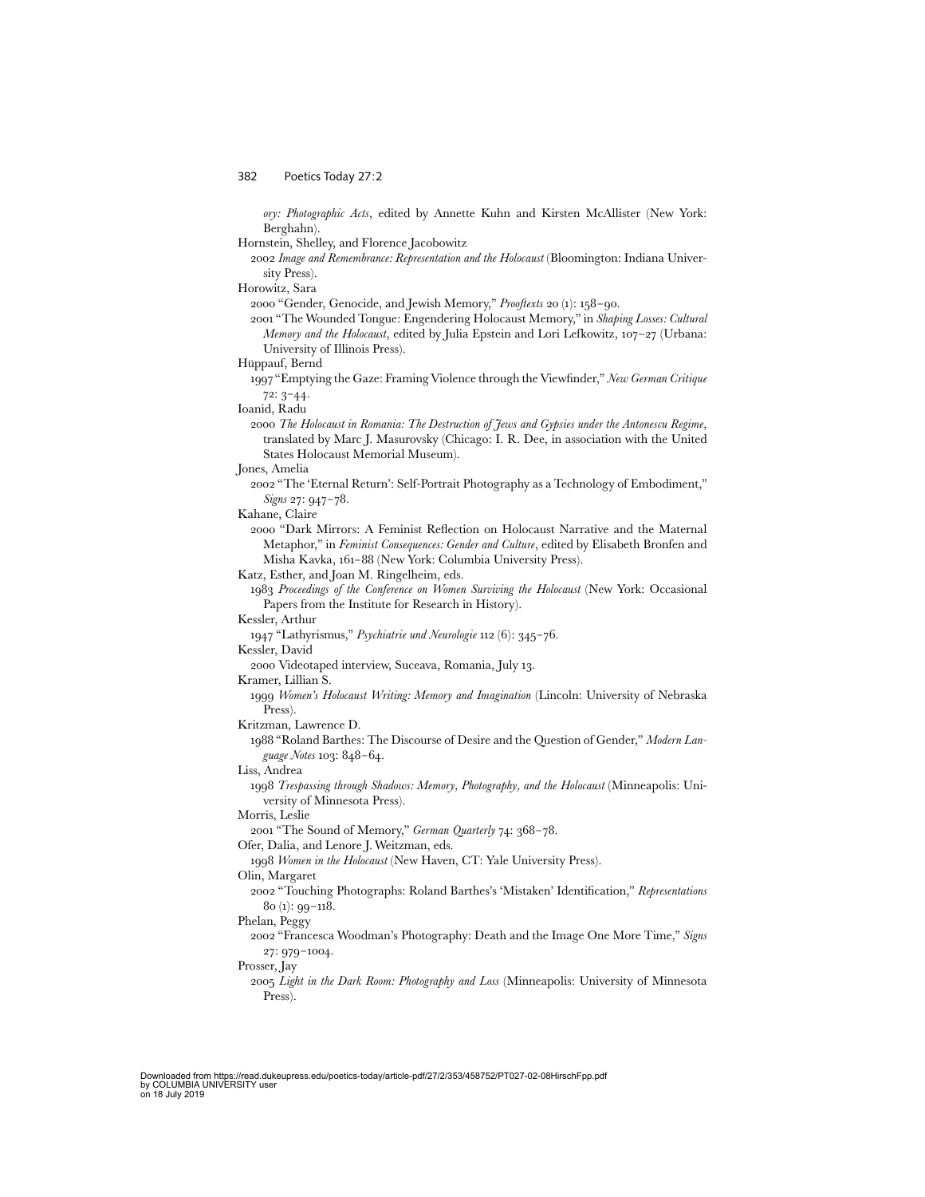*ory: Photographic Acts*, edited by Annette Kuhn and Kirsten McAllister (New York: Berghahn).

Hornstein, Shelley, and Florence Jacobowitz

2002 *Image and Remembrance: Representation and the Holocaust* (Bloomington: Indiana University Press).

Horowitz, Sara

2000 "Gender, Genocide, and Jewish Memory," *Prooftexts* 20 (1): 158–90.

2001 "The Wounded Tongue: Engendering Holocaust Memory," in *Shaping Losses: Cultural Memory and the Holocaust*, edited by Julia Epstein and Lori Lefkowitz, 107–27 (Urbana: University of Illinois Press).

Hüppauf, Bernd

1997 "Emptying the Gaze: Framing Violence through the Viewfinder," *New German Critique* 72: 3–44.

Ioanid, Radu

2000 *The Holocaust in Romania: The Destruction of Jews and Gypsies under the Antonescu Regime*, translated by Marc J. Masurovsky (Chicago: I. R. Dee, in association with the United States Holocaust Memorial Museum).

Jones, Amelia

2002 "The 'Eternal Return': Self-Portrait Photography as a Technology of Embodiment," *Signs* 27: 947–78.

Kahane, Claire

2000 "Dark Mirrors: A Feminist Reflection on Holocaust Narrative and the Maternal Metaphor," in *Feminist Consequences: Gender and Culture*, edited by Elisabeth Bronfen and Misha Kavka, 161–88 (New York: Columbia University Press).

Katz, Esther, and Joan M. Ringelheim, eds.

1983 *Proceedings of the Conference on Women Surviving the Holocaust* (New York: Occasional Papers from the Institute for Research in History).

Kessler, Arthur

1947 "Lathyrismus," *Psychiatrie und Neurologie* 112 (6): 345–76.

Kessler, David

2000 Videotaped interview, Suceava, Romania, July 13.

Kramer, Lillian S.

1999 *Women's Holocaust Writing: Memory and Imagination* (Lincoln: University of Nebraska Press).

Kritzman, Lawrence D.

1988 "Roland Barthes: The Discourse of Desire and the Question of Gender," *Modern Language Notes* 103: 848–64.

Liss, Andrea

1998 *Trespassing through Shadows: Memory, Photography, and the Holocaust* (Minneapolis: University of Minnesota Press).

Morris, Leslie

2001 "The Sound of Memory," *German Quarterly* 74: 368–78.

Ofer, Dalia, and Lenore J. Weitzman, eds.

1998 *Women in the Holocaust* (New Haven, CT: Yale University Press).

Olin, Margaret

2002 "Touching Photographs: Roland Barthes's 'Mistaken' Identification," *Representations* 80 (1): 99–118.

Phelan, Peggy

2002 "Francesca Woodman's Photography: Death and the Image One More Time," *Signs* 27: 979–1004.

Prosser, Jay

2005 *Light in the Dark Room: Photography and Loss* (Minneapolis: University of Minnesota Press).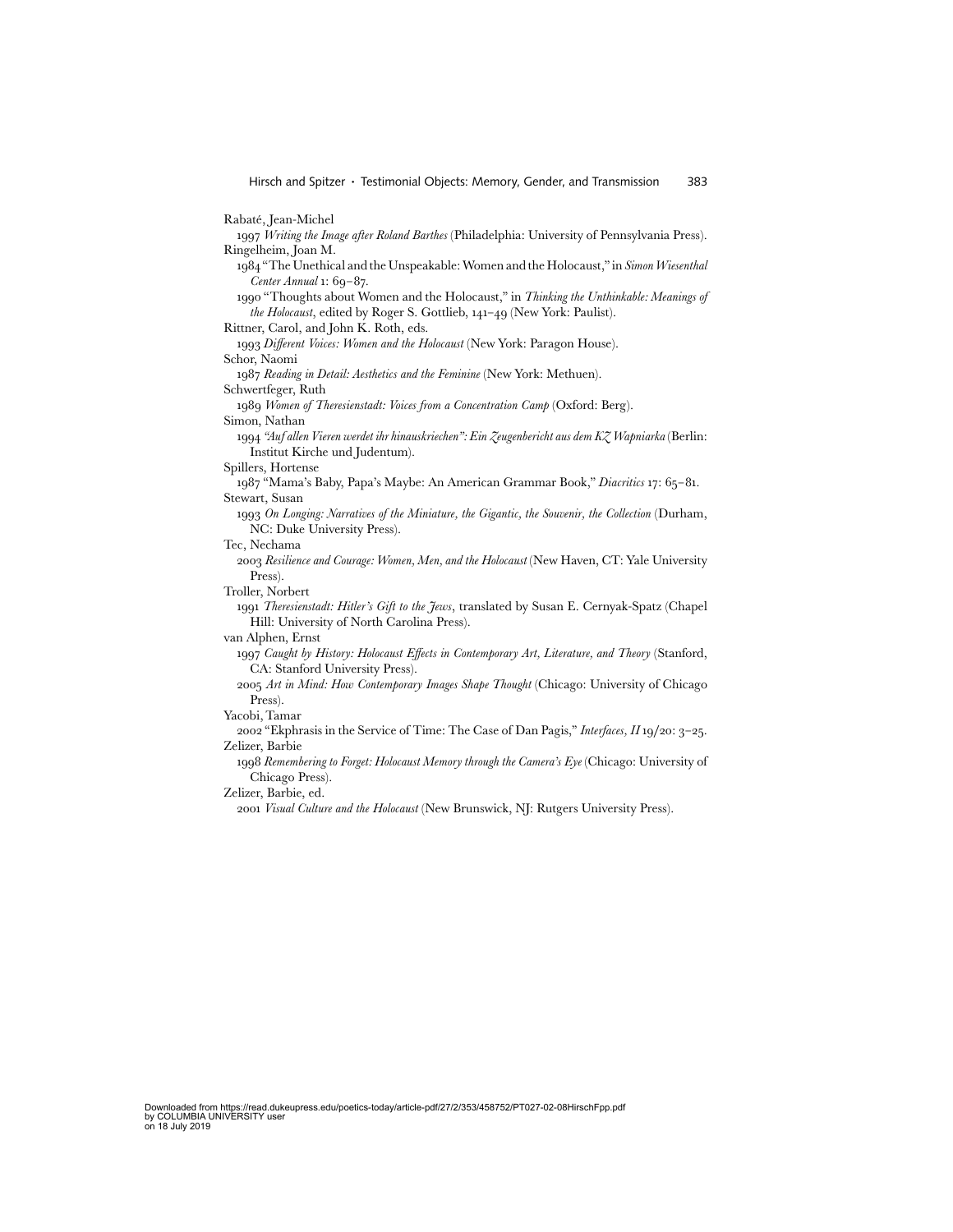Rabaté, Jean-Michel

1997 *Writing the Image after Roland Barthes* (Philadelphia: University of Pennsylvania Press).

Ringelheim, Joan M.

1984 "The Unethical and the Unspeakable: Women and the Holocaust," in *Simon Wiesenthal Center Annual* 1: 69–87.

1990 "Thoughts about Women and the Holocaust," in *Thinking the Unthinkable: Meanings of the Holocaust*, edited by Roger S. Gottlieb, 141–49 (New York: Paulist).

Rittner, Carol, and John K. Roth, eds.

1993 *Different Voices: Women and the Holocaust* (New York: Paragon House).

Schor, Naomi

1987 *Reading in Detail: Aesthetics and the Feminine* (New York: Methuen).

Schwertfeger, Ruth

1989 *Women of Theresienstadt: Voices from a Concentration Camp* (Oxford: Berg).

Simon, Nathan

1994 *"Auf allen Vieren werdet ihr hinauskriechen": Ein Zeugenbericht aus dem KZ Wapniarka* (Berlin: Institut Kirche und Judentum).

Spillers, Hortense

1987 "Mama's Baby, Papa's Maybe: An American Grammar Book," *Diacritics* 17: 65–81.

Stewart, Susan

1993 *On Longing: Narratives of the Miniature, the Gigantic, the Souvenir, the Collection* (Durham, NC: Duke University Press).

Tec, Nechama

2003 *Resilience and Courage: Women, Men, and the Holocaust* (New Haven, CT: Yale University Press).

Troller, Norbert

1991 *Theresienstadt: Hitler's Gift to the Jews*, translated by Susan E. Cernyak-Spatz (Chapel Hill: University of North Carolina Press).

van Alphen, Ernst

1997 *Caught by History: Holocaust Effects in Contemporary Art, Literature, and Theory* (Stanford, CA: Stanford University Press).

2005 *Art in Mind: How Contemporary Images Shape Thought* (Chicago: University of Chicago Press).

Yacobi, Tamar

2002 "Ekphrasis in the Service of Time: The Case of Dan Pagis," *Interfaces, II* 19/20: 3–25.

Zelizer, Barbie

1998 *Remembering to Forget: Holocaust Memory through the Camera's Eye* (Chicago: University of Chicago Press).

Zelizer, Barbie, ed.

2001 *Visual Culture and the Holocaust* (New Brunswick, NJ: Rutgers University Press).